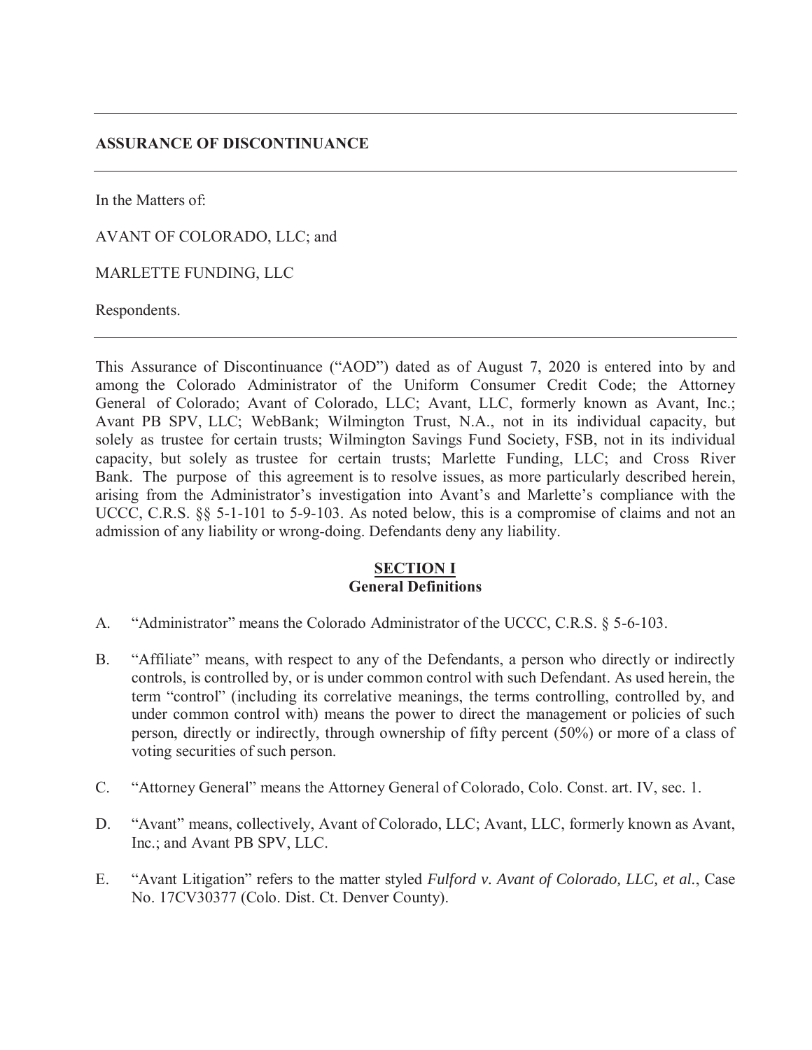---

**ASSURANCE OF DISCONTINUANCE**

---

In the Matters of:

AVANT OF COLORADO, LLC; and

MARLETTE FUNDING, LLC

Respondents.

---

This Assurance of Discontinuance ("AOD") dated as of August 7, 2020 is entered into by and among the Colorado Administrator of the Uniform Consumer Credit Code; the Attorney General of Colorado; Avant of Colorado, LLC; Avant, LLC, formerly known as Avant, Inc.; Avant PB SPV, LLC; WebBank; Wilmington Trust, N.A., not in its individual capacity, but solely as trustee for certain trusts; Wilmington Savings Fund Society, FSB, not in its individual capacity, but solely as trustee for certain trusts; Marlette Funding, LLC; and Cross River Bank. The purpose of this agreement is to resolve issues, as more particularly described herein, arising from the Administrator's investigation into Avant's and Marlette's compliance with the UCCC, C.R.S. §§ 5-1-101 to 5-9-103. As noted below, this is a compromise of claims and not an admission of any liability or wrong-doing. Defendants deny any liability.

## SECTION I
## General Definitions

A. "Administrator" means the Colorado Administrator of the UCCC, C.R.S. § 5-6-103.

B. "Affiliate" means, with respect to any of the Defendants, a person who directly or indirectly controls, is controlled by, or is under common control with such Defendant. As used herein, the term "control" (including its correlative meanings, the terms controlling, controlled by, and under common control with) means the power to direct the management or policies of such person, directly or indirectly, through ownership of fifty percent (50%) or more of a class of voting securities of such person.

C. "Attorney General" means the Attorney General of Colorado, Colo. Const. art. IV, sec. 1.

D. "Avant" means, collectively, Avant of Colorado, LLC; Avant, LLC, formerly known as Avant, Inc.; and Avant PB SPV, LLC.

E. "Avant Litigation" refers to the matter styled *Fulford v. Avant of Colorado, LLC, et al.*, Case No. 17CV30377 (Colo. Dist. Ct. Denver County).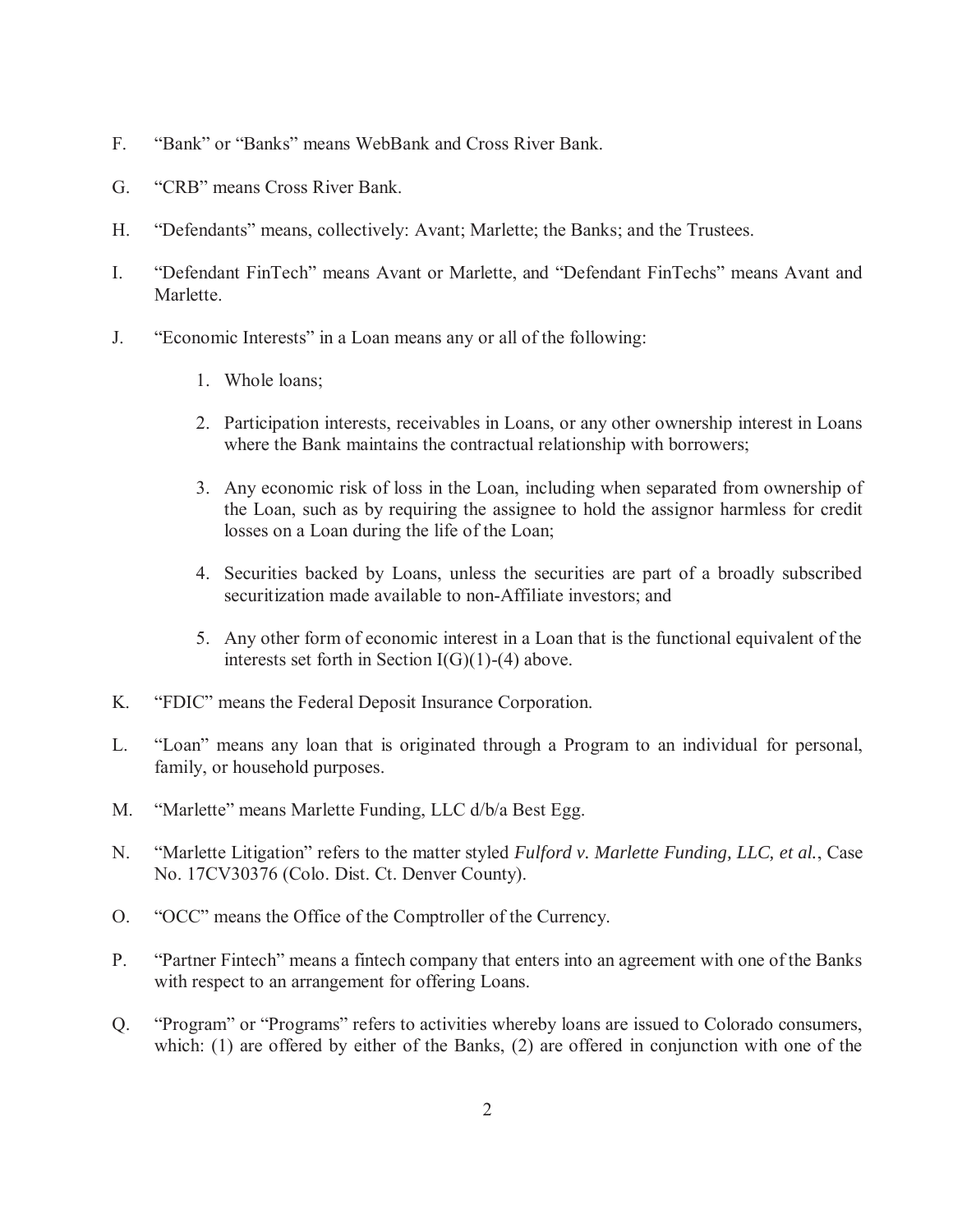F. "Bank" or "Banks" means WebBank and Cross River Bank.

G. "CRB" means Cross River Bank.

H. "Defendants" means, collectively: Avant; Marlette; the Banks; and the Trustees.

I. "Defendant FinTech" means Avant or Marlette, and "Defendant FinTechs" means Avant and Marlette.

J. "Economic Interests" in a Loan means any or all of the following:

   1. Whole loans;

   2. Participation interests, receivables in Loans, or any other ownership interest in Loans where the Bank maintains the contractual relationship with borrowers;

   3. Any economic risk of loss in the Loan, including when separated from ownership of the Loan, such as by requiring the assignee to hold the assignor harmless for credit losses on a Loan during the life of the Loan;

   4. Securities backed by Loans, unless the securities are part of a broadly subscribed securitization made available to non-Affiliate investors; and

   5. Any other form of economic interest in a Loan that is the functional equivalent of the interests set forth in Section I(G)(1)-(4) above.

K. "FDIC" means the Federal Deposit Insurance Corporation.

L. "Loan" means any loan that is originated through a Program to an individual for personal, family, or household purposes.

M. "Marlette" means Marlette Funding, LLC d/b/a Best Egg.

N. "Marlette Litigation" refers to the matter styled *Fulford v. Marlette Funding, LLC, et al.*, Case No. 17CV30376 (Colo. Dist. Ct. Denver County).

O. "OCC" means the Office of the Comptroller of the Currency.

P. "Partner Fintech" means a fintech company that enters into an agreement with one of the Banks with respect to an arrangement for offering Loans.

Q. "Program" or "Programs" refers to activities whereby loans are issued to Colorado consumers, which: (1) are offered by either of the Banks, (2) are offered in conjunction with one of the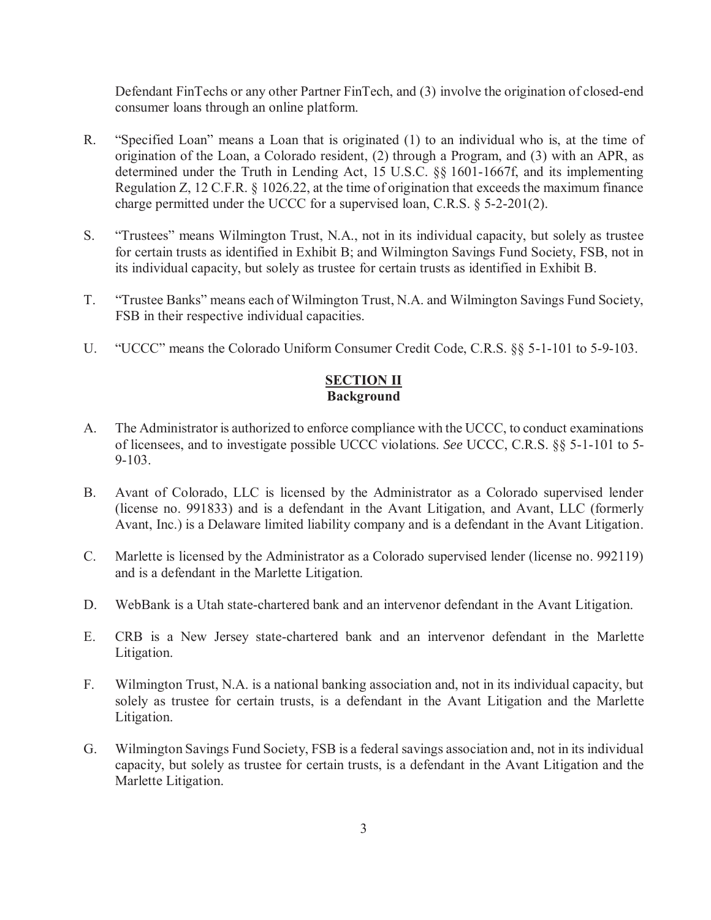Defendant FinTechs or any other Partner FinTech, and (3) involve the origination of closed-end consumer loans through an online platform.

R. "Specified Loan" means a Loan that is originated (1) to an individual who is, at the time of origination of the Loan, a Colorado resident, (2) through a Program, and (3) with an APR, as determined under the Truth in Lending Act, 15 U.S.C. §§ 1601-1667f, and its implementing Regulation Z, 12 C.F.R. § 1026.22, at the time of origination that exceeds the maximum finance charge permitted under the UCCC for a supervised loan, C.R.S. § 5-2-201(2).

S. "Trustees" means Wilmington Trust, N.A., not in its individual capacity, but solely as trustee for certain trusts as identified in Exhibit B; and Wilmington Savings Fund Society, FSB, not in its individual capacity, but solely as trustee for certain trusts as identified in Exhibit B.

T. "Trustee Banks" means each of Wilmington Trust, N.A. and Wilmington Savings Fund Society, FSB in their respective individual capacities.

U. "UCCC" means the Colorado Uniform Consumer Credit Code, C.R.S. §§ 5-1-101 to 5-9-103.

## SECTION II
## Background

A. The Administrator is authorized to enforce compliance with the UCCC, to conduct examinations of licensees, and to investigate possible UCCC violations. *See* UCCC, C.R.S. §§ 5-1-101 to 5-9-103.

B. Avant of Colorado, LLC is licensed by the Administrator as a Colorado supervised lender (license no. 991833) and is a defendant in the Avant Litigation, and Avant, LLC (formerly Avant, Inc.) is a Delaware limited liability company and is a defendant in the Avant Litigation.

C. Marlette is licensed by the Administrator as a Colorado supervised lender (license no. 992119) and is a defendant in the Marlette Litigation.

D. WebBank is a Utah state-chartered bank and an intervenor defendant in the Avant Litigation.

E. CRB is a New Jersey state-chartered bank and an intervenor defendant in the Marlette Litigation.

F. Wilmington Trust, N.A. is a national banking association and, not in its individual capacity, but solely as trustee for certain trusts, is a defendant in the Avant Litigation and the Marlette Litigation.

G. Wilmington Savings Fund Society, FSB is a federal savings association and, not in its individual capacity, but solely as trustee for certain trusts, is a defendant in the Avant Litigation and the Marlette Litigation.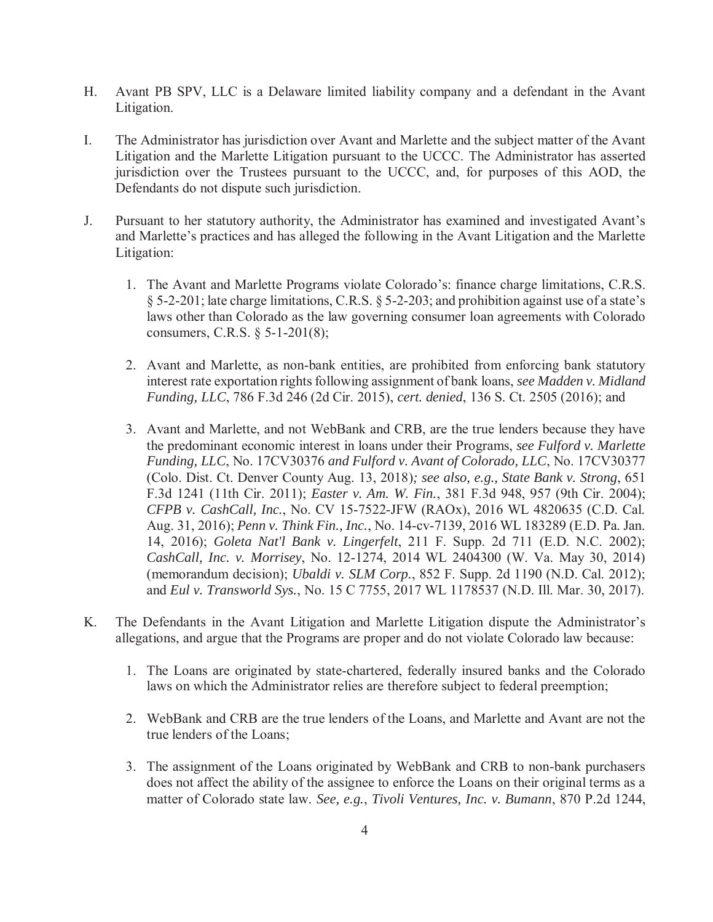H. Avant PB SPV, LLC is a Delaware limited liability company and a defendant in the Avant Litigation.

I. The Administrator has jurisdiction over Avant and Marlette and the subject matter of the Avant Litigation and the Marlette Litigation pursuant to the UCCC. The Administrator has asserted jurisdiction over the Trustees pursuant to the UCCC, and, for purposes of this AOD, the Defendants do not dispute such jurisdiction.

J. Pursuant to her statutory authority, the Administrator has examined and investigated Avant's and Marlette's practices and has alleged the following in the Avant Litigation and the Marlette Litigation:

   1. The Avant and Marlette Programs violate Colorado's: finance charge limitations, C.R.S. § 5-2-201; late charge limitations, C.R.S. § 5-2-203; and prohibition against use of a state's laws other than Colorado as the law governing consumer loan agreements with Colorado consumers, C.R.S. § 5-1-201(8);

   2. Avant and Marlette, as non-bank entities, are prohibited from enforcing bank statutory interest rate exportation rights following assignment of bank loans, *see Madden v. Midland Funding, LLC*, 786 F.3d 246 (2d Cir. 2015), *cert. denied*, 136 S. Ct. 2505 (2016); and

   3. Avant and Marlette, and not WebBank and CRB, are the true lenders because they have the predominant economic interest in loans under their Programs, *see Fulford v. Marlette Funding, LLC*, No. 17CV30376 *and Fulford v. Avant of Colorado, LLC*, No. 17CV30377 (Colo. Dist. Ct. Denver County Aug. 13, 2018)*; see also, e.g., State Bank v. Strong*, 651 F.3d 1241 (11th Cir. 2011); *Easter v. Am. W. Fin.*, 381 F.3d 948, 957 (9th Cir. 2004); *CFPB v. CashCall, Inc.*, No. CV 15-7522-JFW (RAOx), 2016 WL 4820635 (C.D. Cal. Aug. 31, 2016); *Penn v. Think Fin., Inc.*, No. 14-cv-7139, 2016 WL 183289 (E.D. Pa. Jan. 14, 2016); *Goleta Nat'l Bank v. Lingerfelt*, 211 F. Supp. 2d 711 (E.D. N.C. 2002); *CashCall, Inc. v. Morrisey*, No. 12-1274, 2014 WL 2404300 (W. Va. May 30, 2014) (memorandum decision); *Ubaldi v. SLM Corp.*, 852 F. Supp. 2d 1190 (N.D. Cal. 2012); and *Eul v. Transworld Sys.*, No. 15 C 7755, 2017 WL 1178537 (N.D. Ill. Mar. 30, 2017).

K. The Defendants in the Avant Litigation and Marlette Litigation dispute the Administrator's allegations, and argue that the Programs are proper and do not violate Colorado law because:

   1. The Loans are originated by state-chartered, federally insured banks and the Colorado laws on which the Administrator relies are therefore subject to federal preemption;

   2. WebBank and CRB are the true lenders of the Loans, and Marlette and Avant are not the true lenders of the Loans;

   3. The assignment of the Loans originated by WebBank and CRB to non-bank purchasers does not affect the ability of the assignee to enforce the Loans on their original terms as a matter of Colorado state law. *See, e.g.*, *Tivoli Ventures, Inc. v. Bumann*, 870 P.2d 1244,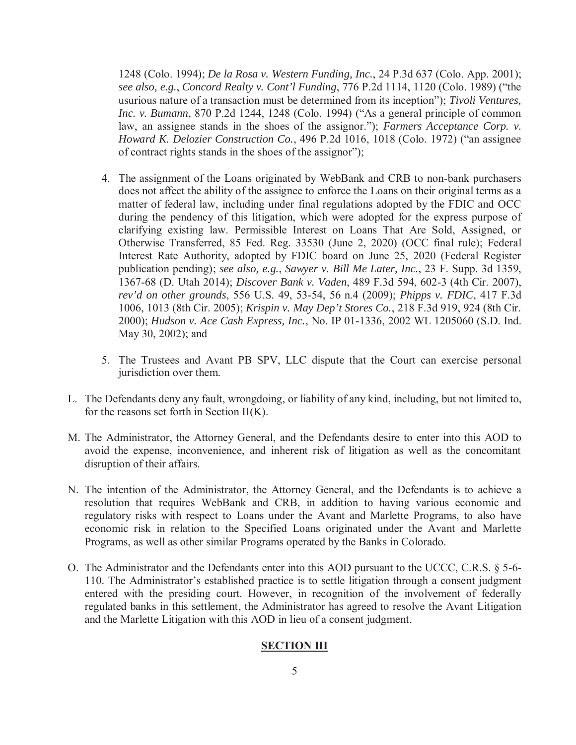1248 (Colo. 1994); *De la Rosa v. Western Funding, Inc.*, 24 P.3d 637 (Colo. App. 2001); *see also, e.g.*, *Concord Realty v. Cont'l Funding*, 776 P.2d 1114, 1120 (Colo. 1989) ("the usurious nature of a transaction must be determined from its inception"); *Tivoli Ventures, Inc. v. Bumann*, 870 P.2d 1244, 1248 (Colo. 1994) ("As a general principle of common law, an assignee stands in the shoes of the assignor."); *Farmers Acceptance Corp. v. Howard K. Delozier Construction Co.*, 496 P.2d 1016, 1018 (Colo. 1972) ("an assignee of contract rights stands in the shoes of the assignor");

4. The assignment of the Loans originated by WebBank and CRB to non-bank purchasers does not affect the ability of the assignee to enforce the Loans on their original terms as a matter of federal law, including under final regulations adopted by the FDIC and OCC during the pendency of this litigation, which were adopted for the express purpose of clarifying existing law. Permissible Interest on Loans That Are Sold, Assigned, or Otherwise Transferred, 85 Fed. Reg. 33530 (June 2, 2020) (OCC final rule); Federal Interest Rate Authority, adopted by FDIC board on June 25, 2020 (Federal Register publication pending); *see also, e.g.*, *Sawyer v. Bill Me Later, Inc.*, 23 F. Supp. 3d 1359, 1367-68 (D. Utah 2014); *Discover Bank v. Vaden*, 489 F.3d 594, 602-3 (4th Cir. 2007), *rev'd on other grounds*, 556 U.S. 49, 53-54, 56 n.4 (2009); *Phipps v. FDIC*, 417 F.3d 1006, 1013 (8th Cir. 2005); *Krispin v. May Dep't Stores Co.*, 218 F.3d 919, 924 (8th Cir. 2000); *Hudson v. Ace Cash Express, Inc.*, No. IP 01-1336, 2002 WL 1205060 (S.D. Ind. May 30, 2002); and

5. The Trustees and Avant PB SPV, LLC dispute that the Court can exercise personal jurisdiction over them.

L. The Defendants deny any fault, wrongdoing, or liability of any kind, including, but not limited to, for the reasons set forth in Section II(K).

M. The Administrator, the Attorney General, and the Defendants desire to enter into this AOD to avoid the expense, inconvenience, and inherent risk of litigation as well as the concomitant disruption of their affairs.

N. The intention of the Administrator, the Attorney General, and the Defendants is to achieve a resolution that requires WebBank and CRB, in addition to having various economic and regulatory risks with respect to Loans under the Avant and Marlette Programs, to also have economic risk in relation to the Specified Loans originated under the Avant and Marlette Programs, as well as other similar Programs operated by the Banks in Colorado.

O. The Administrator and the Defendants enter into this AOD pursuant to the UCCC, C.R.S. § 5-6-110. The Administrator's established practice is to settle litigation through a consent judgment entered with the presiding court. However, in recognition of the involvement of federally regulated banks in this settlement, the Administrator has agreed to resolve the Avant Litigation and the Marlette Litigation with this AOD in lieu of a consent judgment.

## SECTION III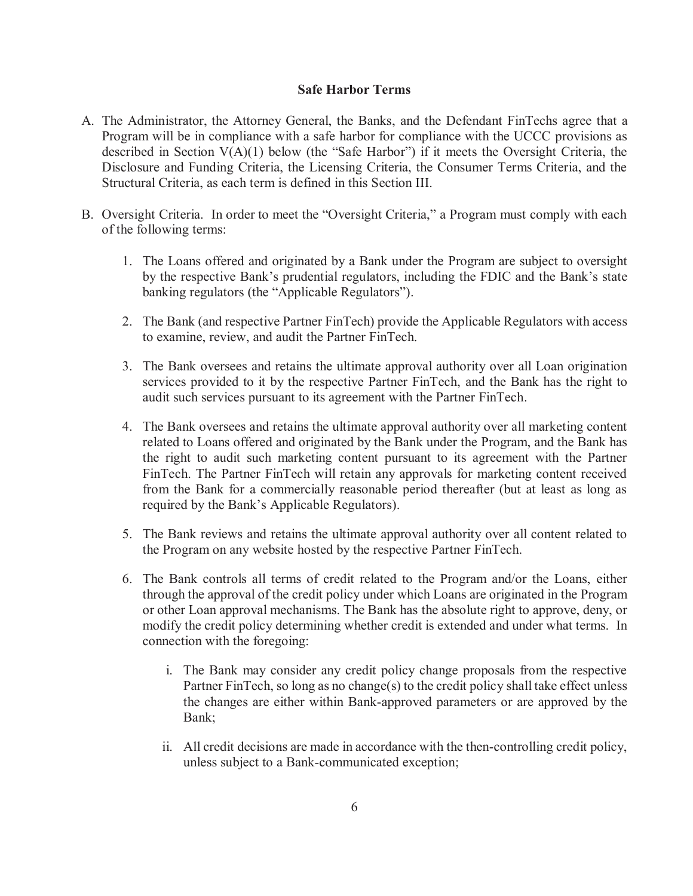**Safe Harbor Terms**

A. The Administrator, the Attorney General, the Banks, and the Defendant FinTechs agree that a Program will be in compliance with a safe harbor for compliance with the UCCC provisions as described in Section V(A)(1) below (the "Safe Harbor") if it meets the Oversight Criteria, the Disclosure and Funding Criteria, the Licensing Criteria, the Consumer Terms Criteria, and the Structural Criteria, as each term is defined in this Section III.

B. Oversight Criteria. In order to meet the "Oversight Criteria," a Program must comply with each of the following terms:

   1. The Loans offered and originated by a Bank under the Program are subject to oversight by the respective Bank's prudential regulators, including the FDIC and the Bank's state banking regulators (the "Applicable Regulators").

   2. The Bank (and respective Partner FinTech) provide the Applicable Regulators with access to examine, review, and audit the Partner FinTech.

   3. The Bank oversees and retains the ultimate approval authority over all Loan origination services provided to it by the respective Partner FinTech, and the Bank has the right to audit such services pursuant to its agreement with the Partner FinTech.

   4. The Bank oversees and retains the ultimate approval authority over all marketing content related to Loans offered and originated by the Bank under the Program, and the Bank has the right to audit such marketing content pursuant to its agreement with the Partner FinTech. The Partner FinTech will retain any approvals for marketing content received from the Bank for a commercially reasonable period thereafter (but at least as long as required by the Bank's Applicable Regulators).

   5. The Bank reviews and retains the ultimate approval authority over all content related to the Program on any website hosted by the respective Partner FinTech.

   6. The Bank controls all terms of credit related to the Program and/or the Loans, either through the approval of the credit policy under which Loans are originated in the Program or other Loan approval mechanisms. The Bank has the absolute right to approve, deny, or modify the credit policy determining whether credit is extended and under what terms. In connection with the foregoing:

      i. The Bank may consider any credit policy change proposals from the respective Partner FinTech, so long as no change(s) to the credit policy shall take effect unless the changes are either within Bank-approved parameters or are approved by the Bank;

      ii. All credit decisions are made in accordance with the then-controlling credit policy, unless subject to a Bank-communicated exception;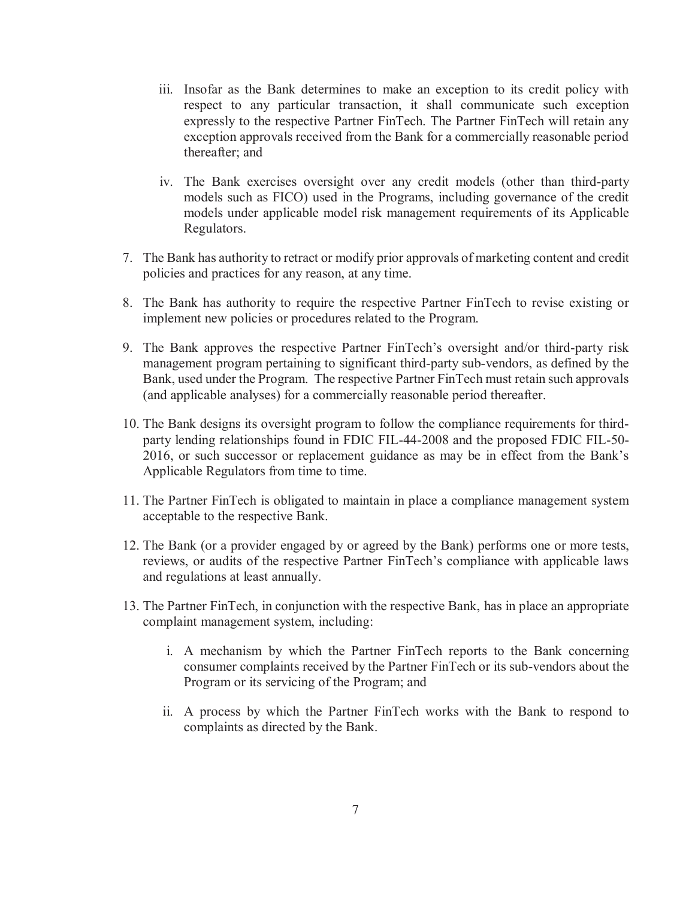iii. Insofar as the Bank determines to make an exception to its credit policy with respect to any particular transaction, it shall communicate such exception expressly to the respective Partner FinTech. The Partner FinTech will retain any exception approvals received from the Bank for a commercially reasonable period thereafter; and

   iv. The Bank exercises oversight over any credit models (other than third-party models such as FICO) used in the Programs, including governance of the credit models under applicable model risk management requirements of its Applicable Regulators.

7. The Bank has authority to retract or modify prior approvals of marketing content and credit policies and practices for any reason, at any time.

8. The Bank has authority to require the respective Partner FinTech to revise existing or implement new policies or procedures related to the Program.

9. The Bank approves the respective Partner FinTech's oversight and/or third-party risk management program pertaining to significant third-party sub-vendors, as defined by the Bank, used under the Program. The respective Partner FinTech must retain such approvals (and applicable analyses) for a commercially reasonable period thereafter.

10. The Bank designs its oversight program to follow the compliance requirements for third-party lending relationships found in FDIC FIL-44-2008 and the proposed FDIC FIL-50-2016, or such successor or replacement guidance as may be in effect from the Bank's Applicable Regulators from time to time.

11. The Partner FinTech is obligated to maintain in place a compliance management system acceptable to the respective Bank.

12. The Bank (or a provider engaged by or agreed by the Bank) performs one or more tests, reviews, or audits of the respective Partner FinTech's compliance with applicable laws and regulations at least annually.

13. The Partner FinTech, in conjunction with the respective Bank, has in place an appropriate complaint management system, including:

    i. A mechanism by which the Partner FinTech reports to the Bank concerning consumer complaints received by the Partner FinTech or its sub-vendors about the Program or its servicing of the Program; and

    ii. A process by which the Partner FinTech works with the Bank to respond to complaints as directed by the Bank.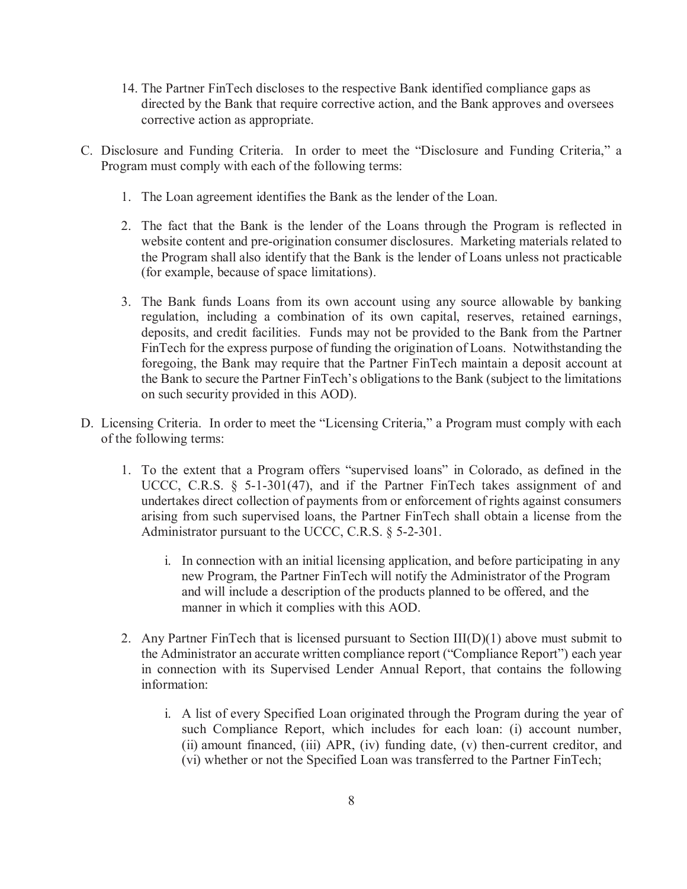14. The Partner FinTech discloses to the respective Bank identified compliance gaps as directed by the Bank that require corrective action, and the Bank approves and oversees corrective action as appropriate.

C. Disclosure and Funding Criteria. In order to meet the "Disclosure and Funding Criteria," a Program must comply with each of the following terms:

   1. The Loan agreement identifies the Bank as the lender of the Loan.

   2. The fact that the Bank is the lender of the Loans through the Program is reflected in website content and pre-origination consumer disclosures. Marketing materials related to the Program shall also identify that the Bank is the lender of Loans unless not practicable (for example, because of space limitations).

   3. The Bank funds Loans from its own account using any source allowable by banking regulation, including a combination of its own capital, reserves, retained earnings, deposits, and credit facilities. Funds may not be provided to the Bank from the Partner FinTech for the express purpose of funding the origination of Loans. Notwithstanding the foregoing, the Bank may require that the Partner FinTech maintain a deposit account at the Bank to secure the Partner FinTech's obligations to the Bank (subject to the limitations on such security provided in this AOD).

D. Licensing Criteria. In order to meet the "Licensing Criteria," a Program must comply with each of the following terms:

   1. To the extent that a Program offers "supervised loans" in Colorado, as defined in the UCCC, C.R.S. § 5-1-301(47), and if the Partner FinTech takes assignment of and undertakes direct collection of payments from or enforcement of rights against consumers arising from such supervised loans, the Partner FinTech shall obtain a license from the Administrator pursuant to the UCCC, C.R.S. § 5-2-301.

      i. In connection with an initial licensing application, and before participating in any new Program, the Partner FinTech will notify the Administrator of the Program and will include a description of the products planned to be offered, and the manner in which it complies with this AOD.

   2. Any Partner FinTech that is licensed pursuant to Section III(D)(1) above must submit to the Administrator an accurate written compliance report ("Compliance Report") each year in connection with its Supervised Lender Annual Report, that contains the following information:

      i. A list of every Specified Loan originated through the Program during the year of such Compliance Report, which includes for each loan: (i) account number, (ii) amount financed, (iii) APR, (iv) funding date, (v) then-current creditor, and (vi) whether or not the Specified Loan was transferred to the Partner FinTech;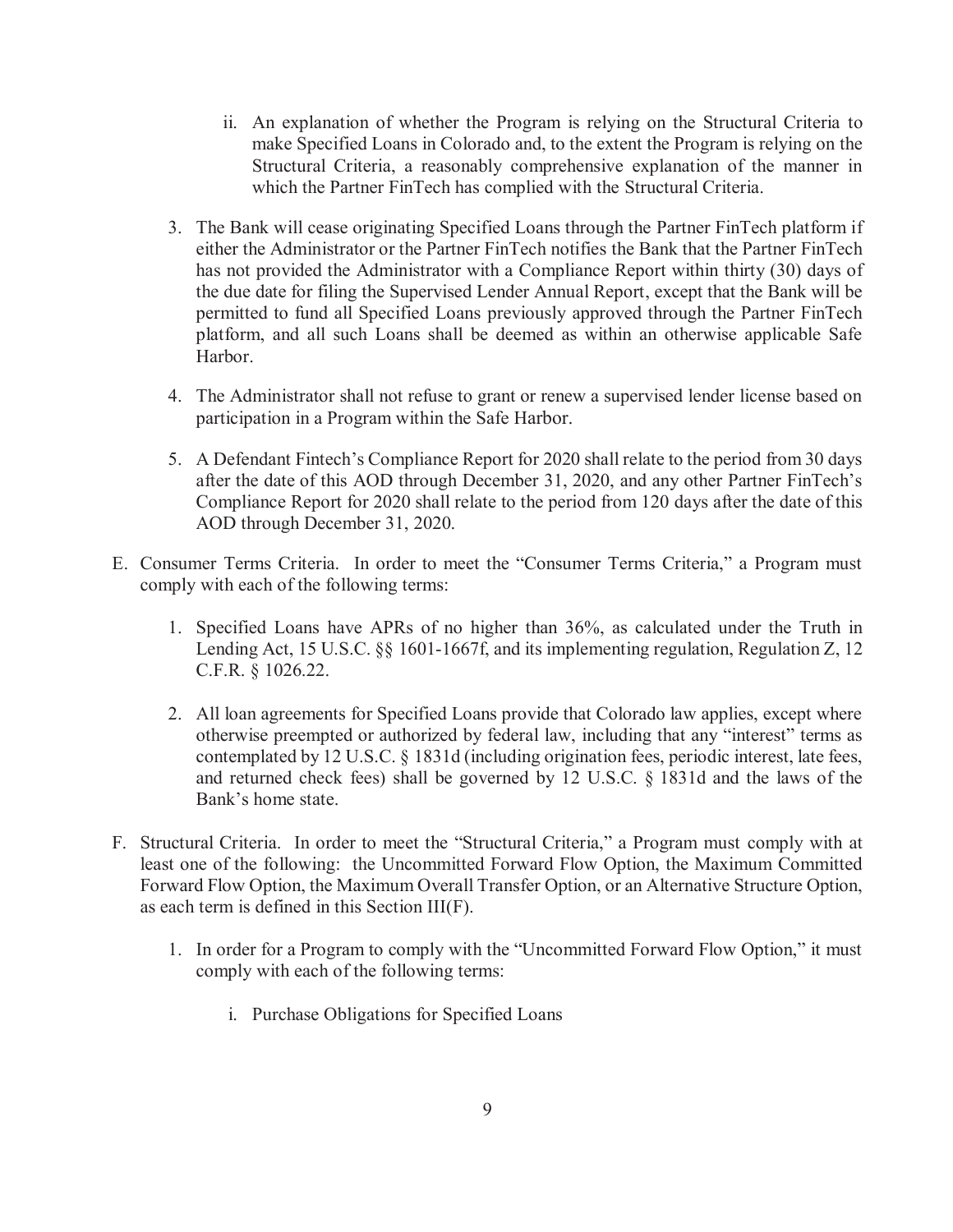ii. An explanation of whether the Program is relying on the Structural Criteria to make Specified Loans in Colorado and, to the extent the Program is relying on the Structural Criteria, a reasonably comprehensive explanation of the manner in which the Partner FinTech has complied with the Structural Criteria.

3. The Bank will cease originating Specified Loans through the Partner FinTech platform if either the Administrator or the Partner FinTech notifies the Bank that the Partner FinTech has not provided the Administrator with a Compliance Report within thirty (30) days of the due date for filing the Supervised Lender Annual Report, except that the Bank will be permitted to fund all Specified Loans previously approved through the Partner FinTech platform, and all such Loans shall be deemed as within an otherwise applicable Safe Harbor.

4. The Administrator shall not refuse to grant or renew a supervised lender license based on participation in a Program within the Safe Harbor.

5. A Defendant Fintech's Compliance Report for 2020 shall relate to the period from 30 days after the date of this AOD through December 31, 2020, and any other Partner FinTech's Compliance Report for 2020 shall relate to the period from 120 days after the date of this AOD through December 31, 2020.

E. Consumer Terms Criteria. In order to meet the "Consumer Terms Criteria," a Program must comply with each of the following terms:

1. Specified Loans have APRs of no higher than 36%, as calculated under the Truth in Lending Act, 15 U.S.C. §§ 1601-1667f, and its implementing regulation, Regulation Z, 12 C.F.R. § 1026.22.

2. All loan agreements for Specified Loans provide that Colorado law applies, except where otherwise preempted or authorized by federal law, including that any "interest" terms as contemplated by 12 U.S.C. § 1831d (including origination fees, periodic interest, late fees, and returned check fees) shall be governed by 12 U.S.C. § 1831d and the laws of the Bank's home state.

F. Structural Criteria. In order to meet the "Structural Criteria," a Program must comply with at least one of the following: the Uncommitted Forward Flow Option, the Maximum Committed Forward Flow Option, the Maximum Overall Transfer Option, or an Alternative Structure Option, as each term is defined in this Section III(F).

1. In order for a Program to comply with the "Uncommitted Forward Flow Option," it must comply with each of the following terms:

   i. Purchase Obligations for Specified Loans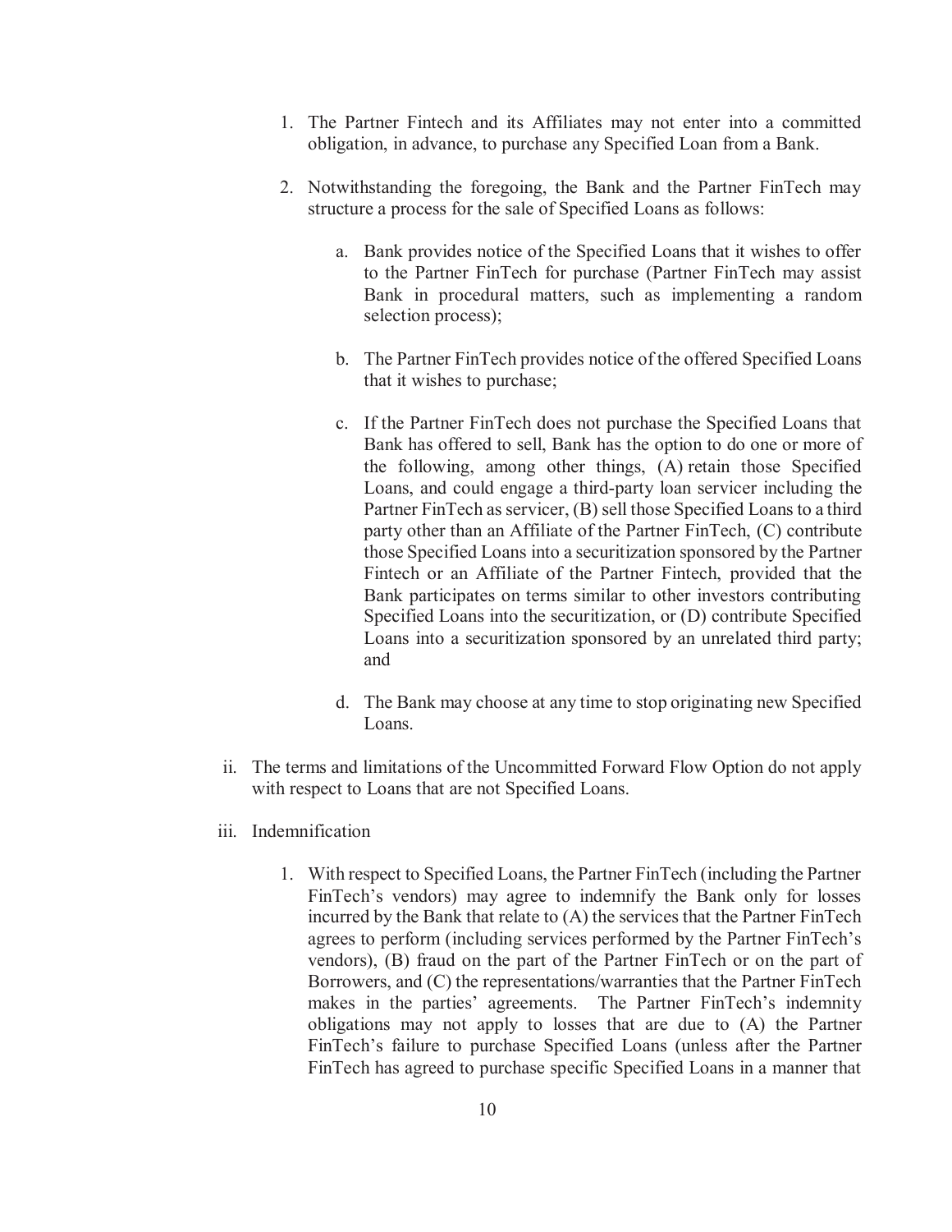1. The Partner Fintech and its Affiliates may not enter into a committed obligation, in advance, to purchase any Specified Loan from a Bank.

2. Notwithstanding the foregoing, the Bank and the Partner FinTech may structure a process for the sale of Specified Loans as follows:

   a. Bank provides notice of the Specified Loans that it wishes to offer to the Partner FinTech for purchase (Partner FinTech may assist Bank in procedural matters, such as implementing a random selection process);

   b. The Partner FinTech provides notice of the offered Specified Loans that it wishes to purchase;

   c. If the Partner FinTech does not purchase the Specified Loans that Bank has offered to sell, Bank has the option to do one or more of the following, among other things, (A) retain those Specified Loans, and could engage a third-party loan servicer including the Partner FinTech as servicer, (B) sell those Specified Loans to a third party other than an Affiliate of the Partner FinTech, (C) contribute those Specified Loans into a securitization sponsored by the Partner Fintech or an Affiliate of the Partner Fintech, provided that the Bank participates on terms similar to other investors contributing Specified Loans into the securitization, or (D) contribute Specified Loans into a securitization sponsored by an unrelated third party; and

   d. The Bank may choose at any time to stop originating new Specified Loans.

ii. The terms and limitations of the Uncommitted Forward Flow Option do not apply with respect to Loans that are not Specified Loans.

iii. Indemnification

1. With respect to Specified Loans, the Partner FinTech (including the Partner FinTech's vendors) may agree to indemnify the Bank only for losses incurred by the Bank that relate to (A) the services that the Partner FinTech agrees to perform (including services performed by the Partner FinTech's vendors), (B) fraud on the part of the Partner FinTech or on the part of Borrowers, and (C) the representations/warranties that the Partner FinTech makes in the parties' agreements. The Partner FinTech's indemnity obligations may not apply to losses that are due to (A) the Partner FinTech's failure to purchase Specified Loans (unless after the Partner FinTech has agreed to purchase specific Specified Loans in a manner that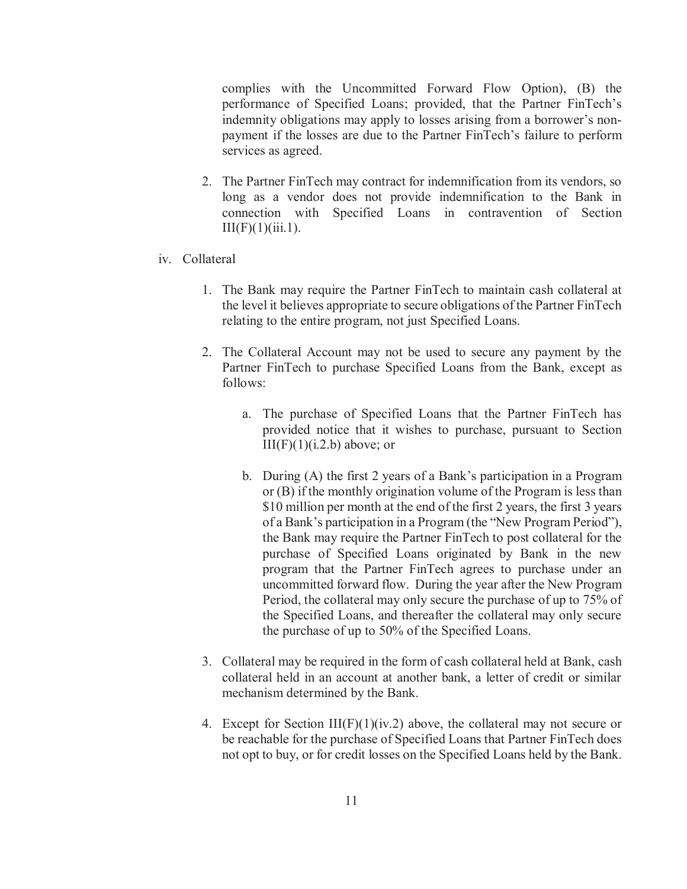complies with the Uncommitted Forward Flow Option), (B) the performance of Specified Loans; provided, that the Partner FinTech's indemnity obligations may apply to losses arising from a borrower's non-payment if the losses are due to the Partner FinTech's failure to perform services as agreed.

2. The Partner FinTech may contract for indemnification from its vendors, so long as a vendor does not provide indemnification to the Bank in connection with Specified Loans in contravention of Section III(F)(1)(iii.1).

iv. Collateral

1. The Bank may require the Partner FinTech to maintain cash collateral at the level it believes appropriate to secure obligations of the Partner FinTech relating to the entire program, not just Specified Loans.

2. The Collateral Account may not be used to secure any payment by the Partner FinTech to purchase Specified Loans from the Bank, except as follows:

   a. The purchase of Specified Loans that the Partner FinTech has provided notice that it wishes to purchase, pursuant to Section III(F)(1)(i.2.b) above; or

   b. During (A) the first 2 years of a Bank's participation in a Program or (B) if the monthly origination volume of the Program is less than $10 million per month at the end of the first 2 years, the first 3 years of a Bank's participation in a Program (the "New Program Period"), the Bank may require the Partner FinTech to post collateral for the purchase of Specified Loans originated by Bank in the new program that the Partner FinTech agrees to purchase under an uncommitted forward flow. During the year after the New Program Period, the collateral may only secure the purchase of up to 75% of the Specified Loans, and thereafter the collateral may only secure the purchase of up to 50% of the Specified Loans.

3. Collateral may be required in the form of cash collateral held at Bank, cash collateral held in an account at another bank, a letter of credit or similar mechanism determined by the Bank.

4. Except for Section III(F)(1)(iv.2) above, the collateral may not secure or be reachable for the purchase of Specified Loans that Partner FinTech does not opt to buy, or for credit losses on the Specified Loans held by the Bank.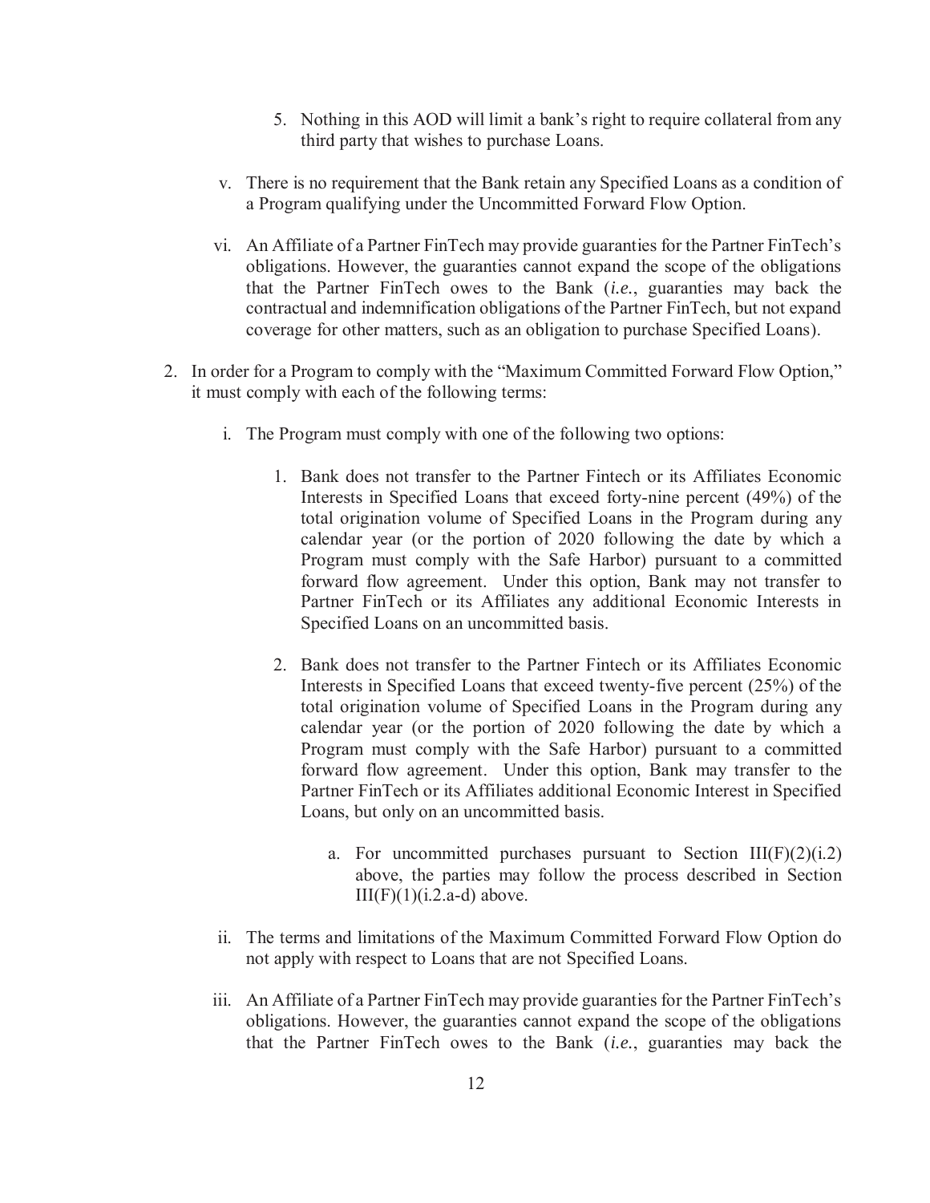5. Nothing in this AOD will limit a bank's right to require collateral from any third party that wishes to purchase Loans.

v. There is no requirement that the Bank retain any Specified Loans as a condition of a Program qualifying under the Uncommitted Forward Flow Option.

vi. An Affiliate of a Partner FinTech may provide guaranties for the Partner FinTech's obligations. However, the guaranties cannot expand the scope of the obligations that the Partner FinTech owes to the Bank (*i.e.*, guaranties may back the contractual and indemnification obligations of the Partner FinTech, but not expand coverage for other matters, such as an obligation to purchase Specified Loans).

2. In order for a Program to comply with the "Maximum Committed Forward Flow Option," it must comply with each of the following terms:

   i. The Program must comply with one of the following two options:

      1. Bank does not transfer to the Partner Fintech or its Affiliates Economic Interests in Specified Loans that exceed forty-nine percent (49%) of the total origination volume of Specified Loans in the Program during any calendar year (or the portion of 2020 following the date by which a Program must comply with the Safe Harbor) pursuant to a committed forward flow agreement. Under this option, Bank may not transfer to Partner FinTech or its Affiliates any additional Economic Interests in Specified Loans on an uncommitted basis.

      2. Bank does not transfer to the Partner Fintech or its Affiliates Economic Interests in Specified Loans that exceed twenty-five percent (25%) of the total origination volume of Specified Loans in the Program during any calendar year (or the portion of 2020 following the date by which a Program must comply with the Safe Harbor) pursuant to a committed forward flow agreement. Under this option, Bank may transfer to the Partner FinTech or its Affiliates additional Economic Interest in Specified Loans, but only on an uncommitted basis.

         a. For uncommitted purchases pursuant to Section III(F)(2)(i.2) above, the parties may follow the process described in Section III(F)(1)(i.2.a-d) above.

   ii. The terms and limitations of the Maximum Committed Forward Flow Option do not apply with respect to Loans that are not Specified Loans.

   iii. An Affiliate of a Partner FinTech may provide guaranties for the Partner FinTech's obligations. However, the guaranties cannot expand the scope of the obligations that the Partner FinTech owes to the Bank (*i.e.*, guaranties may back the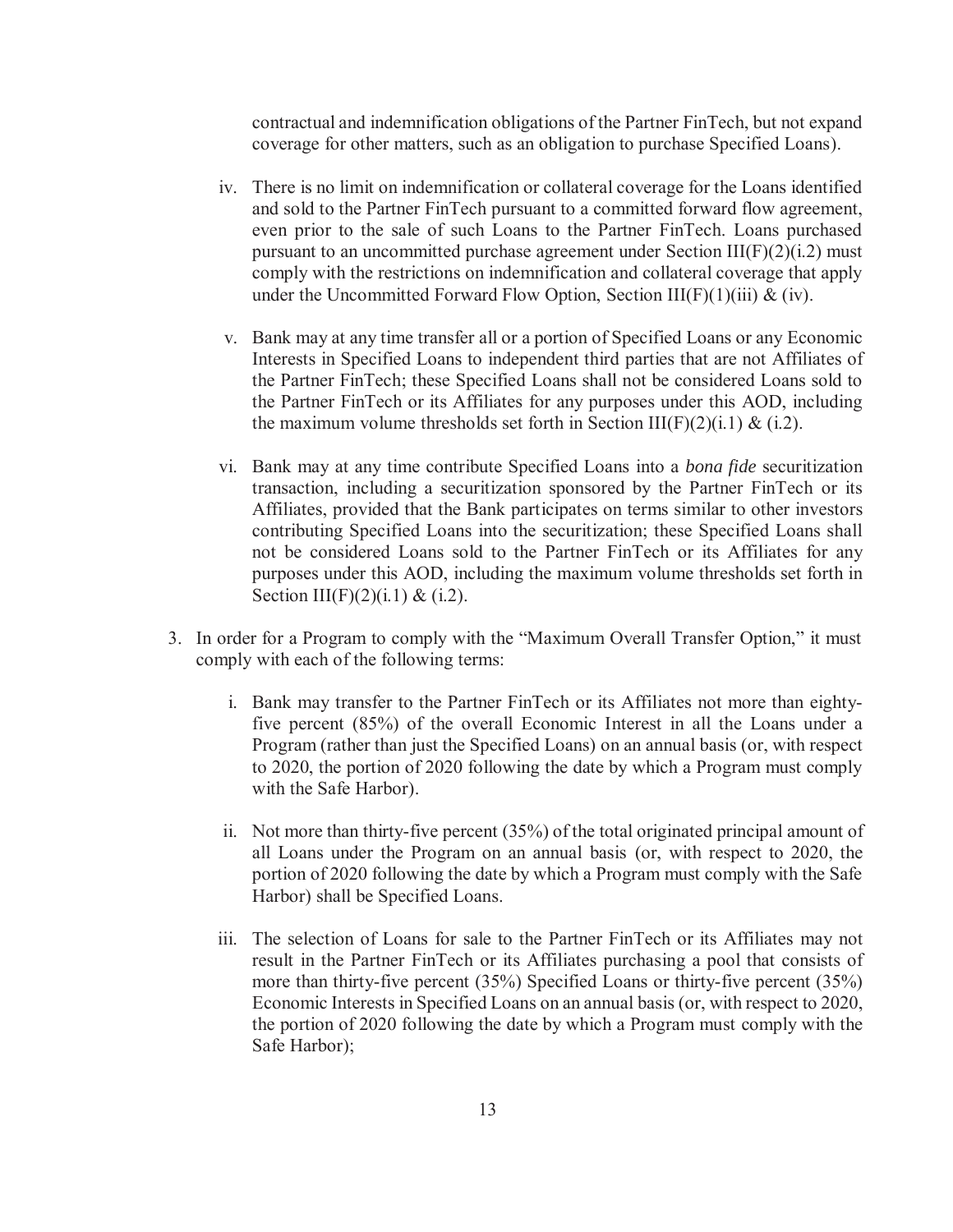contractual and indemnification obligations of the Partner FinTech, but not expand coverage for other matters, such as an obligation to purchase Specified Loans).

iv. There is no limit on indemnification or collateral coverage for the Loans identified and sold to the Partner FinTech pursuant to a committed forward flow agreement, even prior to the sale of such Loans to the Partner FinTech. Loans purchased pursuant to an uncommitted purchase agreement under Section III(F)(2)(i.2) must comply with the restrictions on indemnification and collateral coverage that apply under the Uncommitted Forward Flow Option, Section III(F)(1)(iii) & (iv).

v. Bank may at any time transfer all or a portion of Specified Loans or any Economic Interests in Specified Loans to independent third parties that are not Affiliates of the Partner FinTech; these Specified Loans shall not be considered Loans sold to the Partner FinTech or its Affiliates for any purposes under this AOD, including the maximum volume thresholds set forth in Section III(F)(2)(i.1) & (i.2).

vi. Bank may at any time contribute Specified Loans into a *bona fide* securitization transaction, including a securitization sponsored by the Partner FinTech or its Affiliates, provided that the Bank participates on terms similar to other investors contributing Specified Loans into the securitization; these Specified Loans shall not be considered Loans sold to the Partner FinTech or its Affiliates for any purposes under this AOD, including the maximum volume thresholds set forth in Section III(F)(2)(i.1) & (i.2).

3. In order for a Program to comply with the "Maximum Overall Transfer Option," it must comply with each of the following terms:

   i. Bank may transfer to the Partner FinTech or its Affiliates not more than eighty-five percent (85%) of the overall Economic Interest in all the Loans under a Program (rather than just the Specified Loans) on an annual basis (or, with respect to 2020, the portion of 2020 following the date by which a Program must comply with the Safe Harbor).

   ii. Not more than thirty-five percent (35%) of the total originated principal amount of all Loans under the Program on an annual basis (or, with respect to 2020, the portion of 2020 following the date by which a Program must comply with the Safe Harbor) shall be Specified Loans.

   iii. The selection of Loans for sale to the Partner FinTech or its Affiliates may not result in the Partner FinTech or its Affiliates purchasing a pool that consists of more than thirty-five percent (35%) Specified Loans or thirty-five percent (35%) Economic Interests in Specified Loans on an annual basis (or, with respect to 2020, the portion of 2020 following the date by which a Program must comply with the Safe Harbor);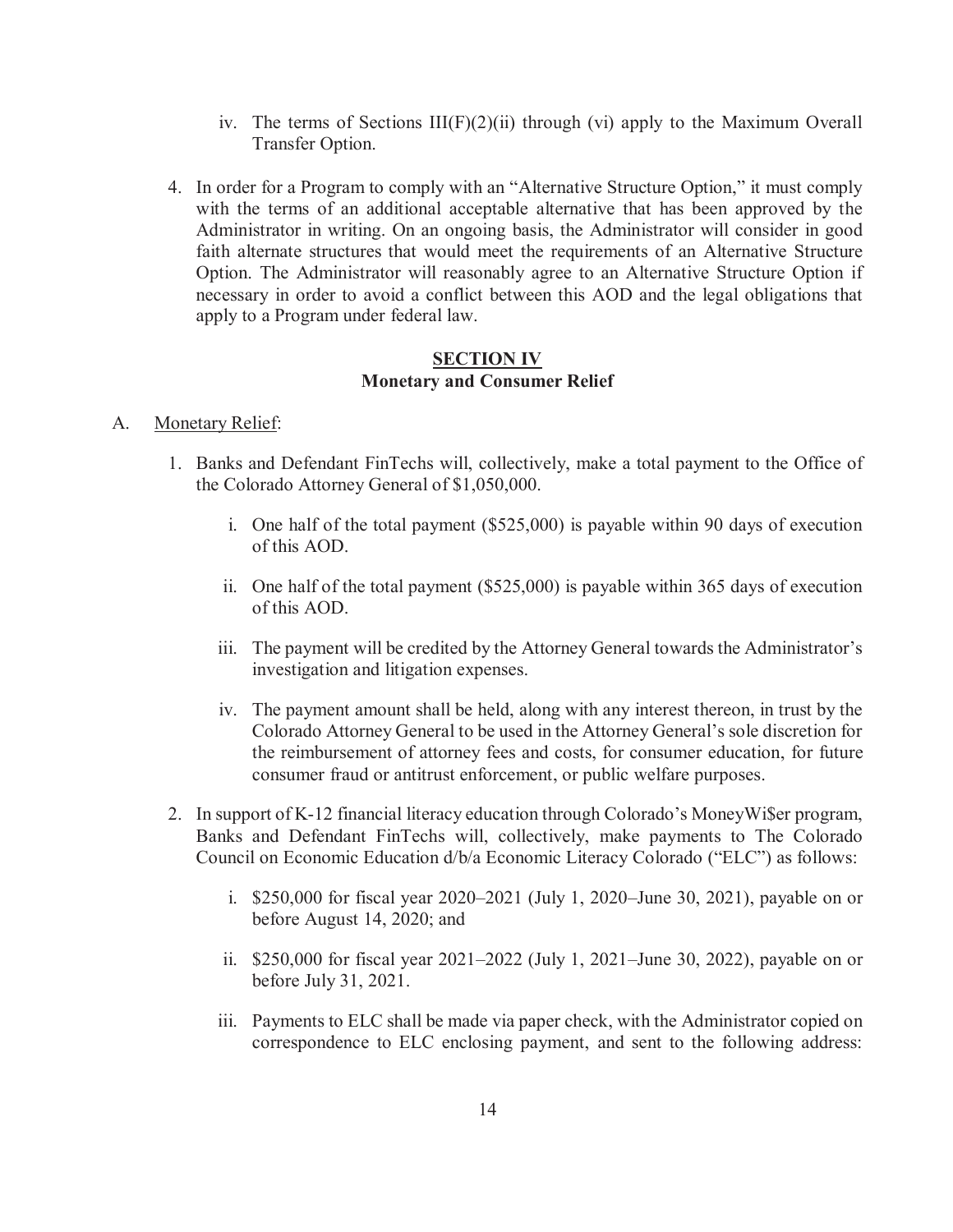iv. The terms of Sections III(F)(2)(ii) through (vi) apply to the Maximum Overall Transfer Option.

4. In order for a Program to comply with an "Alternative Structure Option," it must comply with the terms of an additional acceptable alternative that has been approved by the Administrator in writing. On an ongoing basis, the Administrator will consider in good faith alternate structures that would meet the requirements of an Alternative Structure Option. The Administrator will reasonably agree to an Alternative Structure Option if necessary in order to avoid a conflict between this AOD and the legal obligations that apply to a Program under federal law.

## SECTION IV
## Monetary and Consumer Relief

A. Monetary Relief:

1. Banks and Defendant FinTechs will, collectively, make a total payment to the Office of the Colorado Attorney General of $1,050,000.

   i. One half of the total payment ($525,000) is payable within 90 days of execution of this AOD.

   ii. One half of the total payment ($525,000) is payable within 365 days of execution of this AOD.

   iii. The payment will be credited by the Attorney General towards the Administrator's investigation and litigation expenses.

   iv. The payment amount shall be held, along with any interest thereon, in trust by the Colorado Attorney General to be used in the Attorney General's sole discretion for the reimbursement of attorney fees and costs, for consumer education, for future consumer fraud or antitrust enforcement, or public welfare purposes.

2. In support of K-12 financial literacy education through Colorado's MoneyWi$er program, Banks and Defendant FinTechs will, collectively, make payments to The Colorado Council on Economic Education d/b/a Economic Literacy Colorado ("ELC") as follows:

   i. $250,000 for fiscal year 2020–2021 (July 1, 2020–June 30, 2021), payable on or before August 14, 2020; and

   ii. $250,000 for fiscal year 2021–2022 (July 1, 2021–June 30, 2022), payable on or before July 31, 2021.

   iii. Payments to ELC shall be made via paper check, with the Administrator copied on correspondence to ELC enclosing payment, and sent to the following address: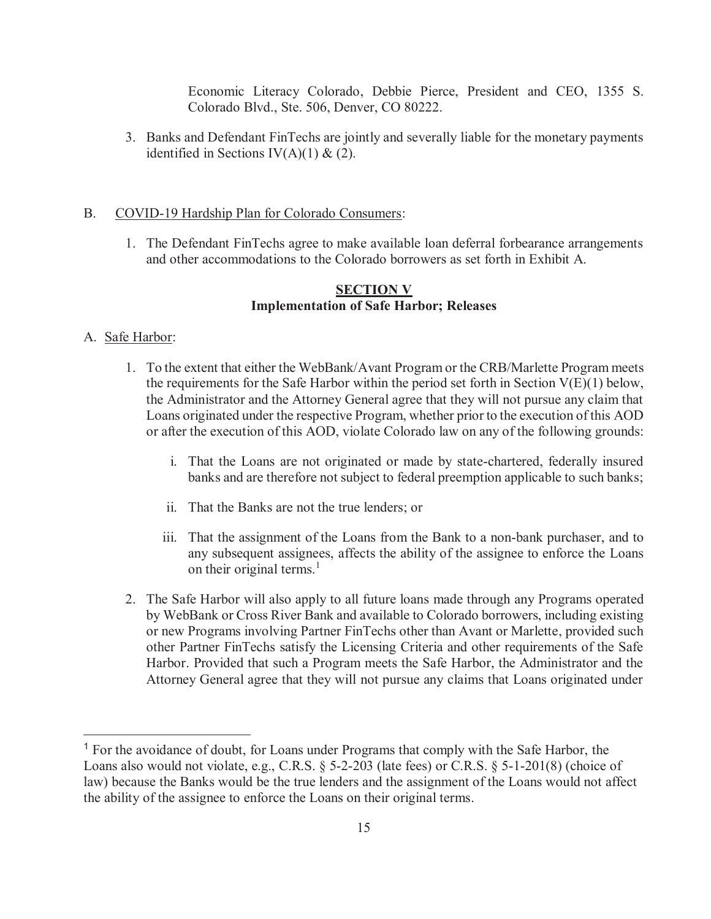Economic Literacy Colorado, Debbie Pierce, President and CEO, 1355 S. Colorado Blvd., Ste. 506, Denver, CO 80222.

3. Banks and Defendant FinTechs are jointly and severally liable for the monetary payments identified in Sections IV(A)(1) & (2).

B. <u>COVID-19 Hardship Plan for Colorado Consumers</u>:

1. The Defendant FinTechs agree to make available loan deferral forbearance arrangements and other accommodations to the Colorado borrowers as set forth in Exhibit A.

## SECTION V
## Implementation of Safe Harbor; Releases

A. <u>Safe Harbor</u>:

1. To the extent that either the WebBank/Avant Program or the CRB/Marlette Program meets the requirements for the Safe Harbor within the period set forth in Section V(E)(1) below, the Administrator and the Attorney General agree that they will not pursue any claim that Loans originated under the respective Program, whether prior to the execution of this AOD or after the execution of this AOD, violate Colorado law on any of the following grounds:

   i. That the Loans are not originated or made by state-chartered, federally insured banks and are therefore not subject to federal preemption applicable to such banks;

   ii. That the Banks are not the true lenders; or

   iii. That the assignment of the Loans from the Bank to a non-bank purchaser, and to any subsequent assignees, affects the ability of the assignee to enforce the Loans on their original terms.[1]

2. The Safe Harbor will also apply to all future loans made through any Programs operated by WebBank or Cross River Bank and available to Colorado borrowers, including existing or new Programs involving Partner FinTechs other than Avant or Marlette, provided such other Partner FinTechs satisfy the Licensing Criteria and other requirements of the Safe Harbor. Provided that such a Program meets the Safe Harbor, the Administrator and the Attorney General agree that they will not pursue any claims that Loans originated under

---

[1] For the avoidance of doubt, for Loans under Programs that comply with the Safe Harbor, the Loans also would not violate, e.g., C.R.S. § 5-2-203 (late fees) or C.R.S. § 5-1-201(8) (choice of law) because the Banks would be the true lenders and the assignment of the Loans would not affect the ability of the assignee to enforce the Loans on their original terms.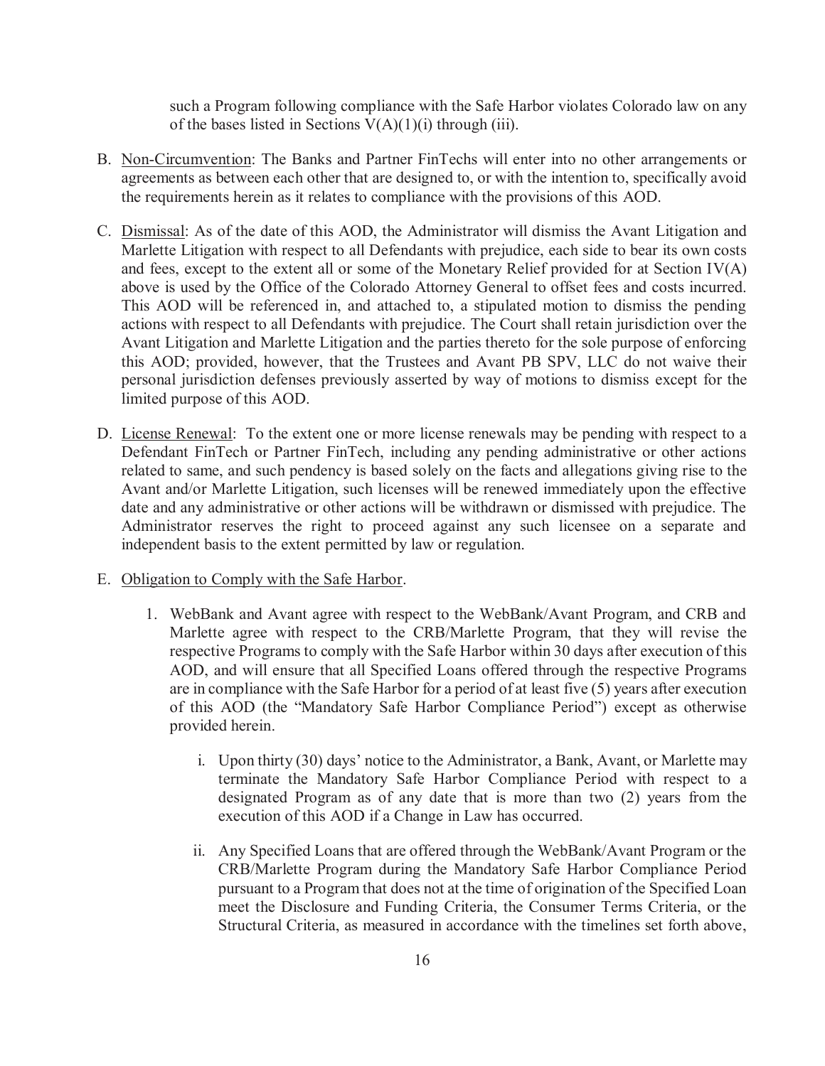such a Program following compliance with the Safe Harbor violates Colorado law on any of the bases listed in Sections V(A)(1)(i) through (iii).

B. Non-Circumvention: The Banks and Partner FinTechs will enter into no other arrangements or agreements as between each other that are designed to, or with the intention to, specifically avoid the requirements herein as it relates to compliance with the provisions of this AOD.

C. Dismissal: As of the date of this AOD, the Administrator will dismiss the Avant Litigation and Marlette Litigation with respect to all Defendants with prejudice, each side to bear its own costs and fees, except to the extent all or some of the Monetary Relief provided for at Section IV(A) above is used by the Office of the Colorado Attorney General to offset fees and costs incurred. This AOD will be referenced in, and attached to, a stipulated motion to dismiss the pending actions with respect to all Defendants with prejudice. The Court shall retain jurisdiction over the Avant Litigation and Marlette Litigation and the parties thereto for the sole purpose of enforcing this AOD; provided, however, that the Trustees and Avant PB SPV, LLC do not waive their personal jurisdiction defenses previously asserted by way of motions to dismiss except for the limited purpose of this AOD.

D. License Renewal: To the extent one or more license renewals may be pending with respect to a Defendant FinTech or Partner FinTech, including any pending administrative or other actions related to same, and such pendency is based solely on the facts and allegations giving rise to the Avant and/or Marlette Litigation, such licenses will be renewed immediately upon the effective date and any administrative or other actions will be withdrawn or dismissed with prejudice. The Administrator reserves the right to proceed against any such licensee on a separate and independent basis to the extent permitted by law or regulation.

E. Obligation to Comply with the Safe Harbor.

1. WebBank and Avant agree with respect to the WebBank/Avant Program, and CRB and Marlette agree with respect to the CRB/Marlette Program, that they will revise the respective Programs to comply with the Safe Harbor within 30 days after execution of this AOD, and will ensure that all Specified Loans offered through the respective Programs are in compliance with the Safe Harbor for a period of at least five (5) years after execution of this AOD (the "Mandatory Safe Harbor Compliance Period") except as otherwise provided herein.

   i. Upon thirty (30) days' notice to the Administrator, a Bank, Avant, or Marlette may terminate the Mandatory Safe Harbor Compliance Period with respect to a designated Program as of any date that is more than two (2) years from the execution of this AOD if a Change in Law has occurred.

   ii. Any Specified Loans that are offered through the WebBank/Avant Program or the CRB/Marlette Program during the Mandatory Safe Harbor Compliance Period pursuant to a Program that does not at the time of origination of the Specified Loan meet the Disclosure and Funding Criteria, the Consumer Terms Criteria, or the Structural Criteria, as measured in accordance with the timelines set forth above,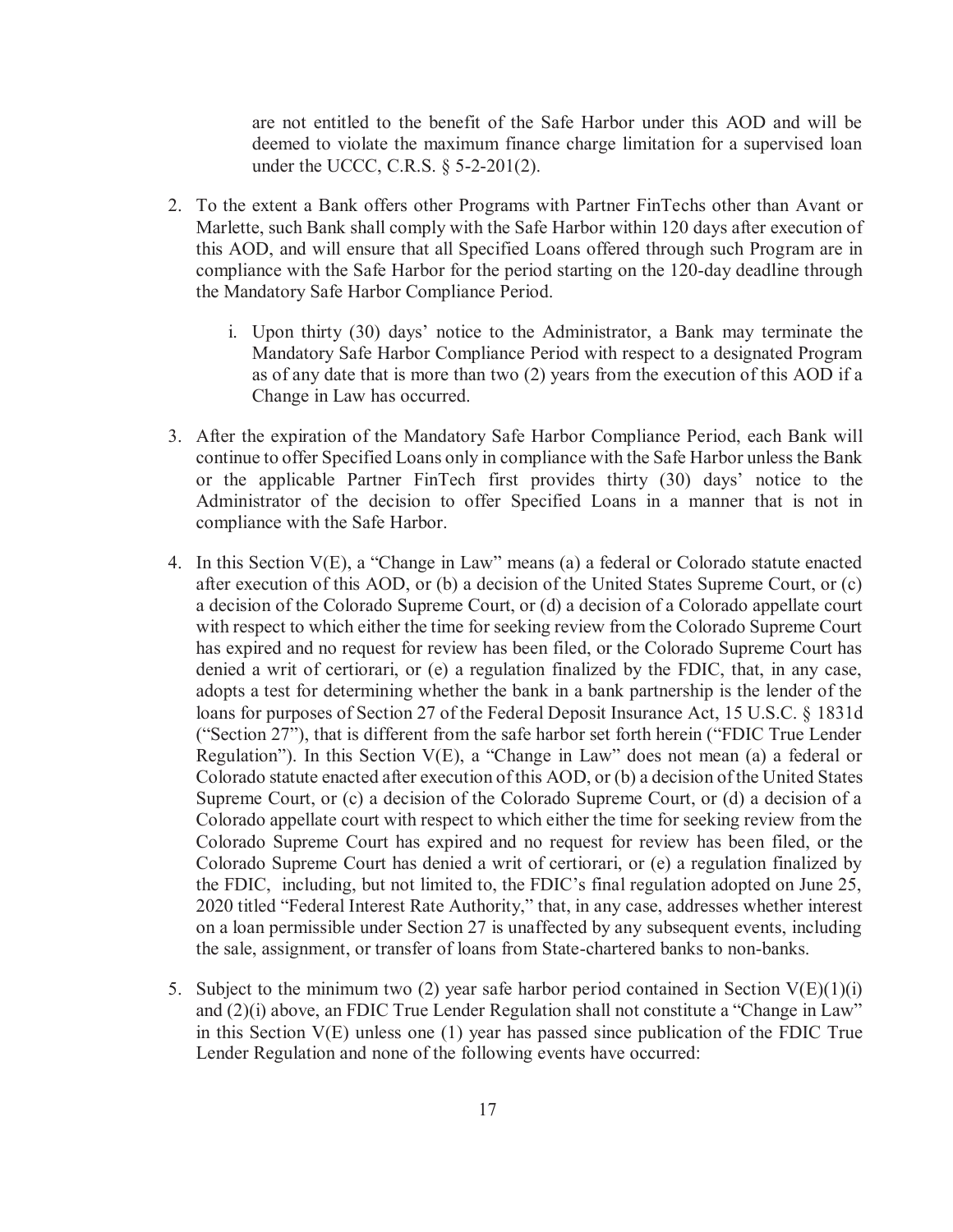are not entitled to the benefit of the Safe Harbor under this AOD and will be deemed to violate the maximum finance charge limitation for a supervised loan under the UCCC, C.R.S. § 5-2-201(2).

2. To the extent a Bank offers other Programs with Partner FinTechs other than Avant or Marlette, such Bank shall comply with the Safe Harbor within 120 days after execution of this AOD, and will ensure that all Specified Loans offered through such Program are in compliance with the Safe Harbor for the period starting on the 120-day deadline through the Mandatory Safe Harbor Compliance Period.

   i. Upon thirty (30) days' notice to the Administrator, a Bank may terminate the Mandatory Safe Harbor Compliance Period with respect to a designated Program as of any date that is more than two (2) years from the execution of this AOD if a Change in Law has occurred.

3. After the expiration of the Mandatory Safe Harbor Compliance Period, each Bank will continue to offer Specified Loans only in compliance with the Safe Harbor unless the Bank or the applicable Partner FinTech first provides thirty (30) days' notice to the Administrator of the decision to offer Specified Loans in a manner that is not in compliance with the Safe Harbor.

4. In this Section V(E), a "Change in Law" means (a) a federal or Colorado statute enacted after execution of this AOD, or (b) a decision of the United States Supreme Court, or (c) a decision of the Colorado Supreme Court, or (d) a decision of a Colorado appellate court with respect to which either the time for seeking review from the Colorado Supreme Court has expired and no request for review has been filed, or the Colorado Supreme Court has denied a writ of certiorari, or (e) a regulation finalized by the FDIC, that, in any case, adopts a test for determining whether the bank in a bank partnership is the lender of the loans for purposes of Section 27 of the Federal Deposit Insurance Act, 15 U.S.C. § 1831d ("Section 27"), that is different from the safe harbor set forth herein ("FDIC True Lender Regulation"). In this Section V(E), a "Change in Law" does not mean (a) a federal or Colorado statute enacted after execution of this AOD, or (b) a decision of the United States Supreme Court, or (c) a decision of the Colorado Supreme Court, or (d) a decision of a Colorado appellate court with respect to which either the time for seeking review from the Colorado Supreme Court has expired and no request for review has been filed, or the Colorado Supreme Court has denied a writ of certiorari, or (e) a regulation finalized by the FDIC, including, but not limited to, the FDIC's final regulation adopted on June 25, 2020 titled "Federal Interest Rate Authority," that, in any case, addresses whether interest on a loan permissible under Section 27 is unaffected by any subsequent events, including the sale, assignment, or transfer of loans from State-chartered banks to non-banks.

5. Subject to the minimum two (2) year safe harbor period contained in Section V(E)(1)(i) and (2)(i) above, an FDIC True Lender Regulation shall not constitute a "Change in Law" in this Section V(E) unless one (1) year has passed since publication of the FDIC True Lender Regulation and none of the following events have occurred: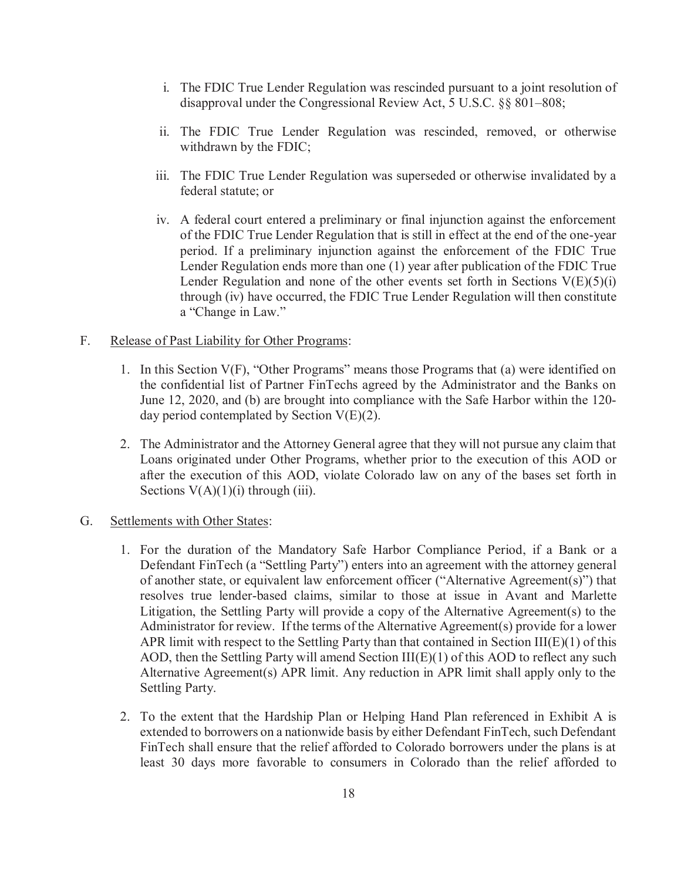i. The FDIC True Lender Regulation was rescinded pursuant to a joint resolution of disapproval under the Congressional Review Act, 5 U.S.C. §§ 801–808;

ii. The FDIC True Lender Regulation was rescinded, removed, or otherwise withdrawn by the FDIC;

iii. The FDIC True Lender Regulation was superseded or otherwise invalidated by a federal statute; or

iv. A federal court entered a preliminary or final injunction against the enforcement of the FDIC True Lender Regulation that is still in effect at the end of the one-year period. If a preliminary injunction against the enforcement of the FDIC True Lender Regulation ends more than one (1) year after publication of the FDIC True Lender Regulation and none of the other events set forth in Sections V(E)(5)(i) through (iv) have occurred, the FDIC True Lender Regulation will then constitute a "Change in Law."

F. Release of Past Liability for Other Programs:

1. In this Section V(F), "Other Programs" means those Programs that (a) were identified on the confidential list of Partner FinTechs agreed by the Administrator and the Banks on June 12, 2020, and (b) are brought into compliance with the Safe Harbor within the 120-day period contemplated by Section V(E)(2).

2. The Administrator and the Attorney General agree that they will not pursue any claim that Loans originated under Other Programs, whether prior to the execution of this AOD or after the execution of this AOD, violate Colorado law on any of the bases set forth in Sections V(A)(1)(i) through (iii).

G. Settlements with Other States:

1. For the duration of the Mandatory Safe Harbor Compliance Period, if a Bank or a Defendant FinTech (a "Settling Party") enters into an agreement with the attorney general of another state, or equivalent law enforcement officer ("Alternative Agreement(s)") that resolves true lender-based claims, similar to those at issue in Avant and Marlette Litigation, the Settling Party will provide a copy of the Alternative Agreement(s) to the Administrator for review. If the terms of the Alternative Agreement(s) provide for a lower APR limit with respect to the Settling Party than that contained in Section III(E)(1) of this AOD, then the Settling Party will amend Section III(E)(1) of this AOD to reflect any such Alternative Agreement(s) APR limit. Any reduction in APR limit shall apply only to the Settling Party.

2. To the extent that the Hardship Plan or Helping Hand Plan referenced in Exhibit A is extended to borrowers on a nationwide basis by either Defendant FinTech, such Defendant FinTech shall ensure that the relief afforded to Colorado borrowers under the plans is at least 30 days more favorable to consumers in Colorado than the relief afforded to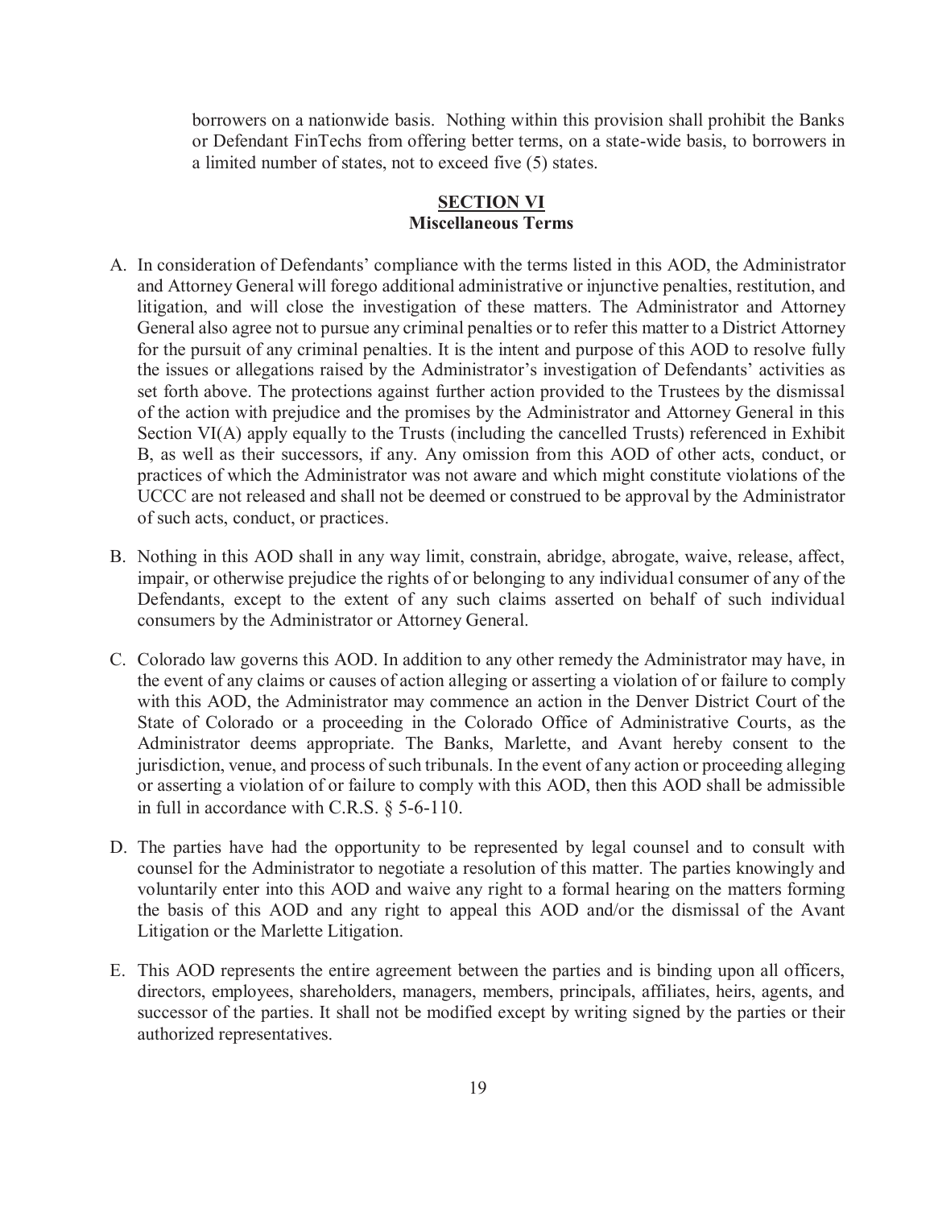borrowers on a nationwide basis. Nothing within this provision shall prohibit the Banks or Defendant FinTechs from offering better terms, on a state-wide basis, to borrowers in a limited number of states, not to exceed five (5) states.

## SECTION VI
### Miscellaneous Terms

A. In consideration of Defendants' compliance with the terms listed in this AOD, the Administrator and Attorney General will forego additional administrative or injunctive penalties, restitution, and litigation, and will close the investigation of these matters. The Administrator and Attorney General also agree not to pursue any criminal penalties or to refer this matter to a District Attorney for the pursuit of any criminal penalties. It is the intent and purpose of this AOD to resolve fully the issues or allegations raised by the Administrator's investigation of Defendants' activities as set forth above. The protections against further action provided to the Trustees by the dismissal of the action with prejudice and the promises by the Administrator and Attorney General in this Section VI(A) apply equally to the Trusts (including the cancelled Trusts) referenced in Exhibit B, as well as their successors, if any. Any omission from this AOD of other acts, conduct, or practices of which the Administrator was not aware and which might constitute violations of the UCCC are not released and shall not be deemed or construed to be approval by the Administrator of such acts, conduct, or practices.

B. Nothing in this AOD shall in any way limit, constrain, abridge, abrogate, waive, release, affect, impair, or otherwise prejudice the rights of or belonging to any individual consumer of any of the Defendants, except to the extent of any such claims asserted on behalf of such individual consumers by the Administrator or Attorney General.

C. Colorado law governs this AOD. In addition to any other remedy the Administrator may have, in the event of any claims or causes of action alleging or asserting a violation of or failure to comply with this AOD, the Administrator may commence an action in the Denver District Court of the State of Colorado or a proceeding in the Colorado Office of Administrative Courts, as the Administrator deems appropriate. The Banks, Marlette, and Avant hereby consent to the jurisdiction, venue, and process of such tribunals. In the event of any action or proceeding alleging or asserting a violation of or failure to comply with this AOD, then this AOD shall be admissible in full in accordance with C.R.S. § 5-6-110.

D. The parties have had the opportunity to be represented by legal counsel and to consult with counsel for the Administrator to negotiate a resolution of this matter. The parties knowingly and voluntarily enter into this AOD and waive any right to a formal hearing on the matters forming the basis of this AOD and any right to appeal this AOD and/or the dismissal of the Avant Litigation or the Marlette Litigation.

E. This AOD represents the entire agreement between the parties and is binding upon all officers, directors, employees, shareholders, managers, members, principals, affiliates, heirs, agents, and successor of the parties. It shall not be modified except by writing signed by the parties or their authorized representatives.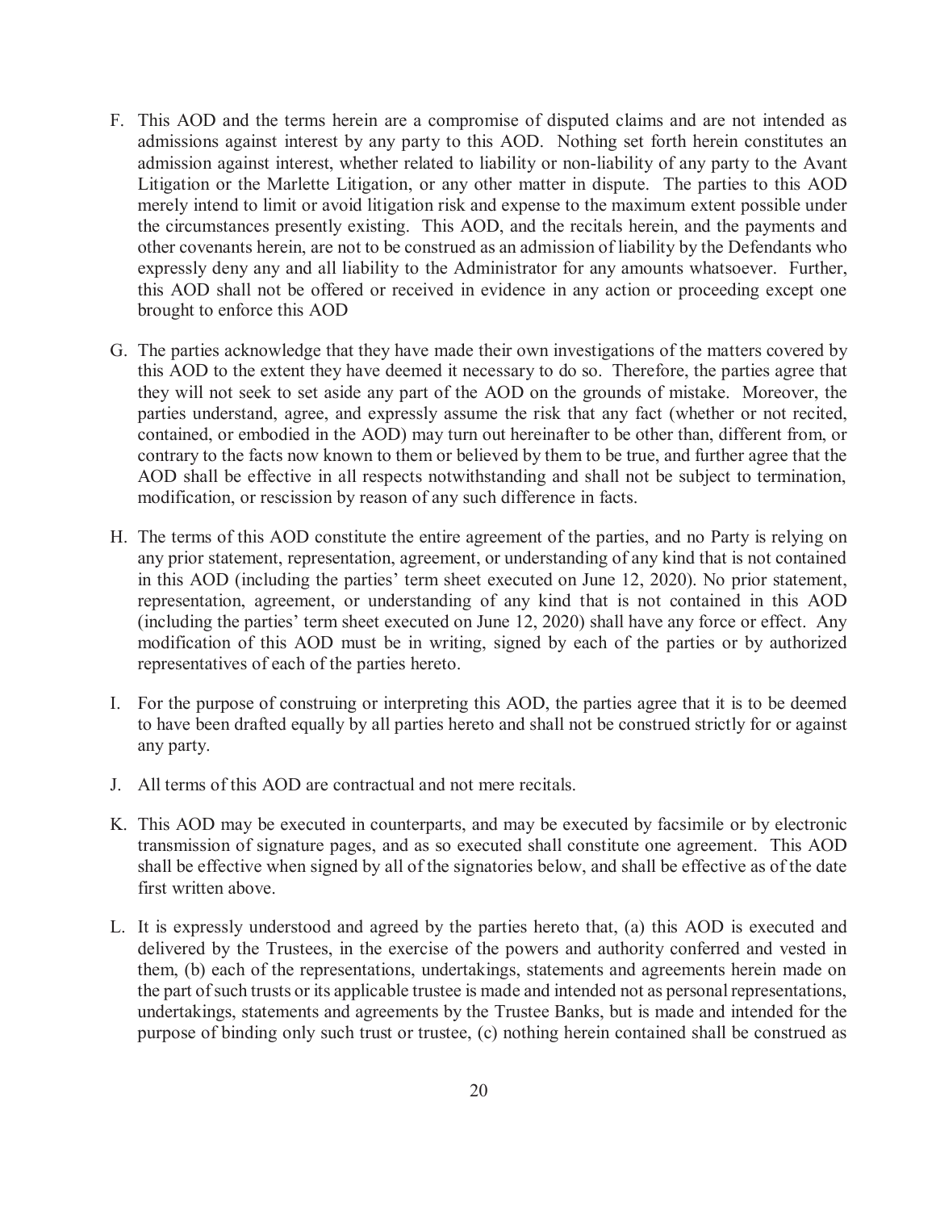F. This AOD and the terms herein are a compromise of disputed claims and are not intended as admissions against interest by any party to this AOD. Nothing set forth herein constitutes an admission against interest, whether related to liability or non-liability of any party to the Avant Litigation or the Marlette Litigation, or any other matter in dispute. The parties to this AOD merely intend to limit or avoid litigation risk and expense to the maximum extent possible under the circumstances presently existing. This AOD, and the recitals herein, and the payments and other covenants herein, are not to be construed as an admission of liability by the Defendants who expressly deny any and all liability to the Administrator for any amounts whatsoever. Further, this AOD shall not be offered or received in evidence in any action or proceeding except one brought to enforce this AOD

G. The parties acknowledge that they have made their own investigations of the matters covered by this AOD to the extent they have deemed it necessary to do so. Therefore, the parties agree that they will not seek to set aside any part of the AOD on the grounds of mistake. Moreover, the parties understand, agree, and expressly assume the risk that any fact (whether or not recited, contained, or embodied in the AOD) may turn out hereinafter to be other than, different from, or contrary to the facts now known to them or believed by them to be true, and further agree that the AOD shall be effective in all respects notwithstanding and shall not be subject to termination, modification, or rescission by reason of any such difference in facts.

H. The terms of this AOD constitute the entire agreement of the parties, and no Party is relying on any prior statement, representation, agreement, or understanding of any kind that is not contained in this AOD (including the parties' term sheet executed on June 12, 2020). No prior statement, representation, agreement, or understanding of any kind that is not contained in this AOD (including the parties' term sheet executed on June 12, 2020) shall have any force or effect. Any modification of this AOD must be in writing, signed by each of the parties or by authorized representatives of each of the parties hereto.

I. For the purpose of construing or interpreting this AOD, the parties agree that it is to be deemed to have been drafted equally by all parties hereto and shall not be construed strictly for or against any party.

J. All terms of this AOD are contractual and not mere recitals.

K. This AOD may be executed in counterparts, and may be executed by facsimile or by electronic transmission of signature pages, and as so executed shall constitute one agreement. This AOD shall be effective when signed by all of the signatories below, and shall be effective as of the date first written above.

L. It is expressly understood and agreed by the parties hereto that, (a) this AOD is executed and delivered by the Trustees, in the exercise of the powers and authority conferred and vested in them, (b) each of the representations, undertakings, statements and agreements herein made on the part of such trusts or its applicable trustee is made and intended not as personal representations, undertakings, statements and agreements by the Trustee Banks, but is made and intended for the purpose of binding only such trust or trustee, (c) nothing herein contained shall be construed as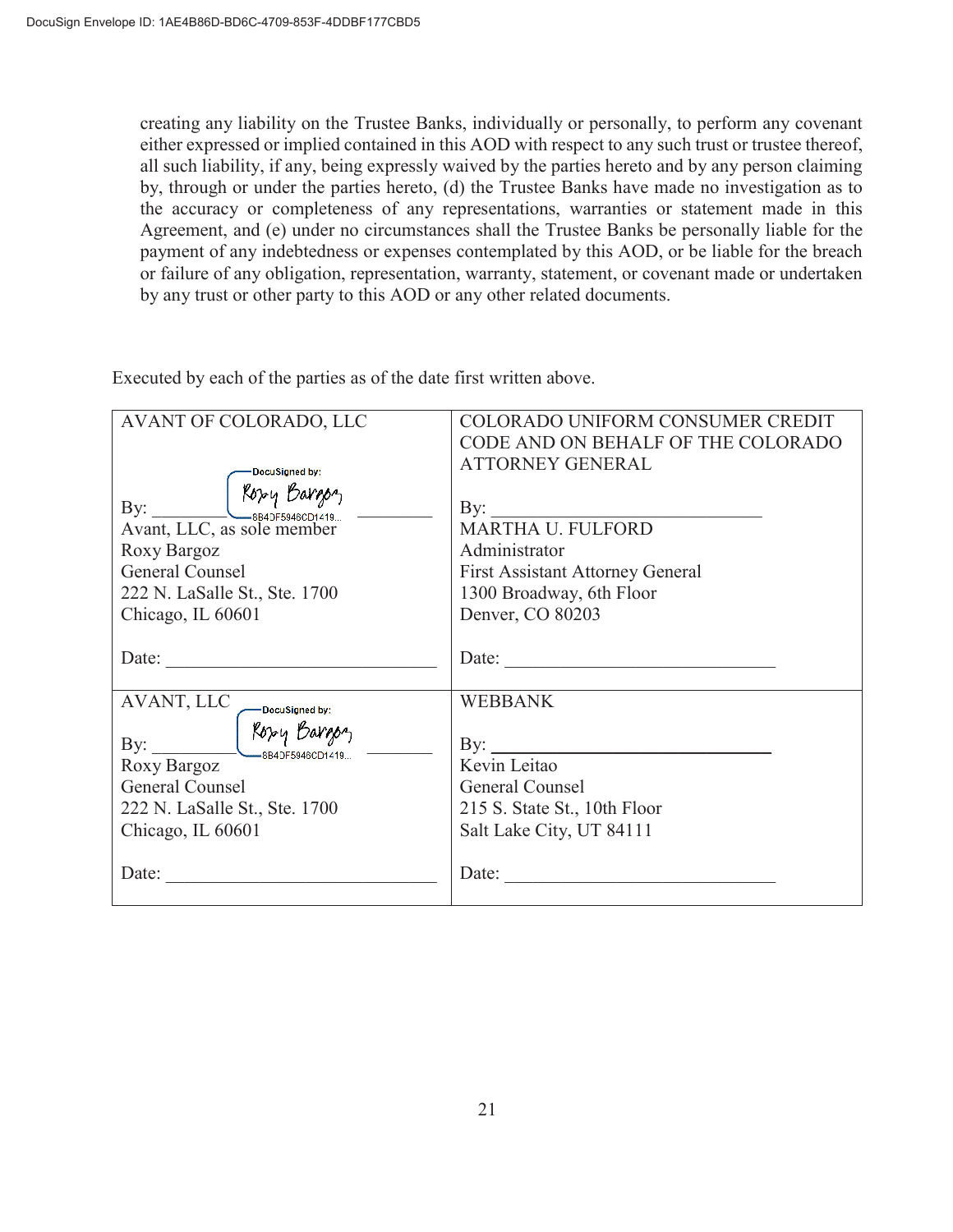creating any liability on the Trustee Banks, individually or personally, to perform any covenant either expressed or implied contained in this AOD with respect to any such trust or trustee thereof, all such liability, if any, being expressly waived by the parties hereto and by any person claiming by, through or under the parties hereto, (d) the Trustee Banks have made no investigation as to the accuracy or completeness of any representations, warranties or statement made in this Agreement, and (e) under no circumstances shall the Trustee Banks be personally liable for the payment of any indebtedness or expenses contemplated by this AOD, or be liable for the breach or failure of any obligation, representation, warranty, statement, or covenant made or undertaken by any trust or other party to this AOD or any other related documents.

Executed by each of the parties as of the date first written above.

| AVANT OF COLORADO, LLC | COLORADO UNIFORM CONSUMER CREDIT CODE AND ON BEHALF OF THE COLORADO ATTORNEY GENERAL |
|---|---|
| By: DocuSigned by: Roxy Bargoz 8B4DF5946CD1419... <br>Avant, LLC, as sole member<br>Roxy Bargoz<br>General Counsel<br>222 N. LaSalle St., Ste. 1700<br>Chicago, IL 60601<br><br>Date: ____________________ | By: ____________________<br>MARTHA U. FULFORD<br>Administrator<br>First Assistant Attorney General<br>1300 Broadway, 6th Floor<br>Denver, CO 80203<br><br>Date: ____________________ |
| AVANT, LLC<br><br>By: DocuSigned by: Roxy Bargoz 8B4DF5946CD1419...<br>Roxy Bargoz<br>General Counsel<br>222 N. LaSalle St., Ste. 1700<br>Chicago, IL 60601<br><br>Date: ____________________ | WEBBANK<br><br>By: ____________________<br>Kevin Leitao<br>General Counsel<br>215 S. State St., 10th Floor<br>Salt Lake City, UT 84111<br><br>Date: ____________________ |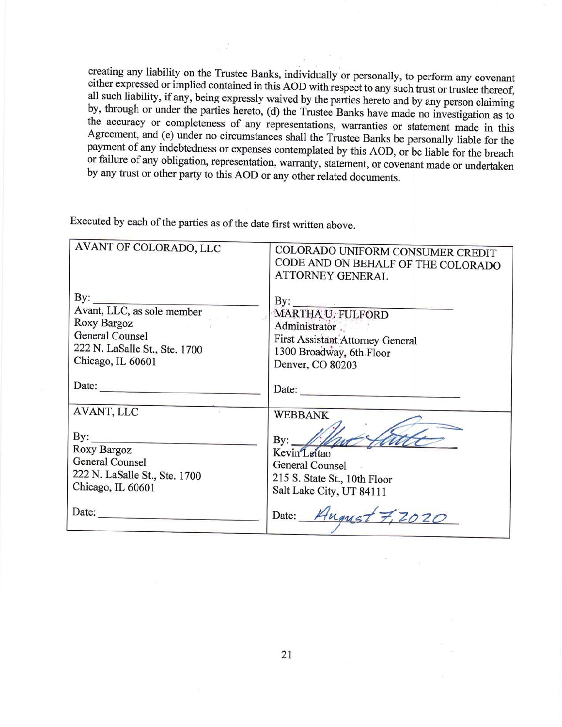creating any liability on the Trustee Banks, individually or personally, to perform any covenant either expressed or implied contained in this AOD with respect to any such trust or trustee thereof, all such liability, if any, being expressly waived by the parties hereto and by any person claiming by, through or under the parties hereto, (d) the Trustee Banks have made no investigation as to the accuracy or completeness of any representations, warranties or statement made in this Agreement, and (e) under no circumstances shall the Trustee Banks be personally liable for the payment of any indebtedness or expenses contemplated by this AOD, or be liable for the breach or failure of any obligation, representation, warranty, statement, or covenant made or undertaken by any trust or other party to this AOD or any other related documents.

Executed by each of the parties as of the date first written above.

| AVANT OF COLORADO, LLC | COLORADO UNIFORM CONSUMER CREDIT CODE AND ON BEHALF OF THE COLORADO ATTORNEY GENERAL |
|---|---|
| By: ____________________<br>Avant, LLC, as sole member<br>Roxy Bargoz<br>General Counsel<br>222 N. LaSalle St., Ste. 1700<br>Chicago, IL 60601<br><br>Date: ____________________ | By: ____________________<br>MARTHA U. FULFORD<br>Administrator<br>First Assistant Attorney General<br>1300 Broadway, 6th Floor<br>Denver, CO 80203<br><br>Date: ____________________ |
| AVANT, LLC<br><br>By: ____________________<br>Roxy Bargoz<br>General Counsel<br>222 N. LaSalle St., Ste. 1700<br>Chicago, IL 60601<br><br>Date: ____________________ | WEBBANK<br><br>By: [signature]<br>Kevin Leitao<br>General Counsel<br>215 S. State St., 10th Floor<br>Salt Lake City, UT 84111<br><br>Date: August 7, 2020 |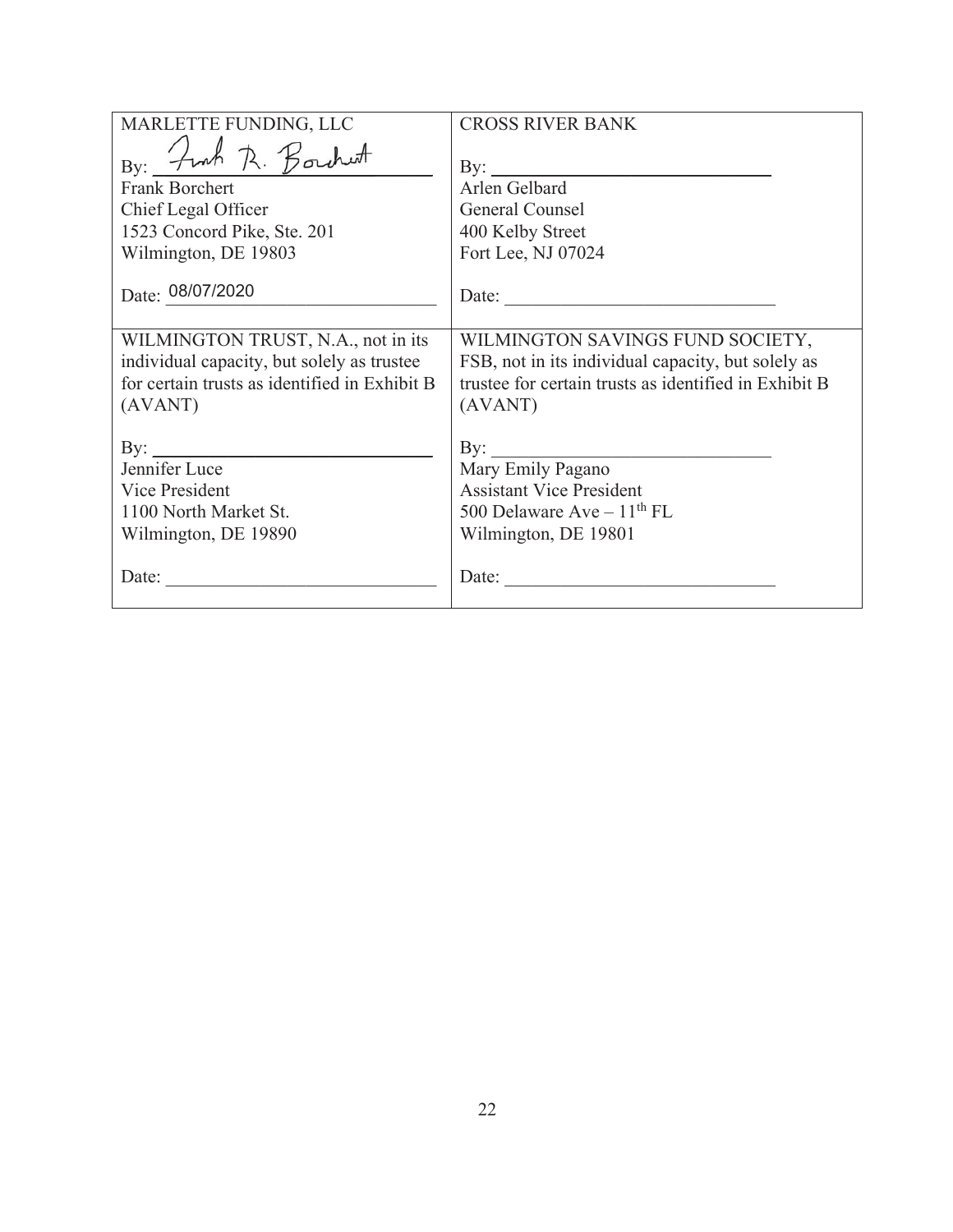| MARLETTE FUNDING, LLC | CROSS RIVER BANK |
|---|---|
| By: *Frank R. Borchert* | By: ______________________ |
| Frank Borchert | Arlen Gelbard |
| Chief Legal Officer | General Counsel |
| 1523 Concord Pike, Ste. 201 | 400 Kelby Street |
| Wilmington, DE 19803 | Fort Lee, NJ 07024 |
| Date: 08/07/2020 | Date: ______________________ |
| WILMINGTON TRUST, N.A., not in its individual capacity, but solely as trustee for certain trusts as identified in Exhibit B (AVANT) | WILMINGTON SAVINGS FUND SOCIETY, FSB, not in its individual capacity, but solely as trustee for certain trusts as identified in Exhibit B (AVANT) |
| By: ______________________ | By: ______________________ |
| Jennifer Luce | Mary Emily Pagano |
| Vice President | Assistant Vice President |
| 1100 North Market St. | 500 Delaware Ave – 11th FL |
| Wilmington, DE 19890 | Wilmington, DE 19801 |
| Date: ______________________ | Date: ______________________ |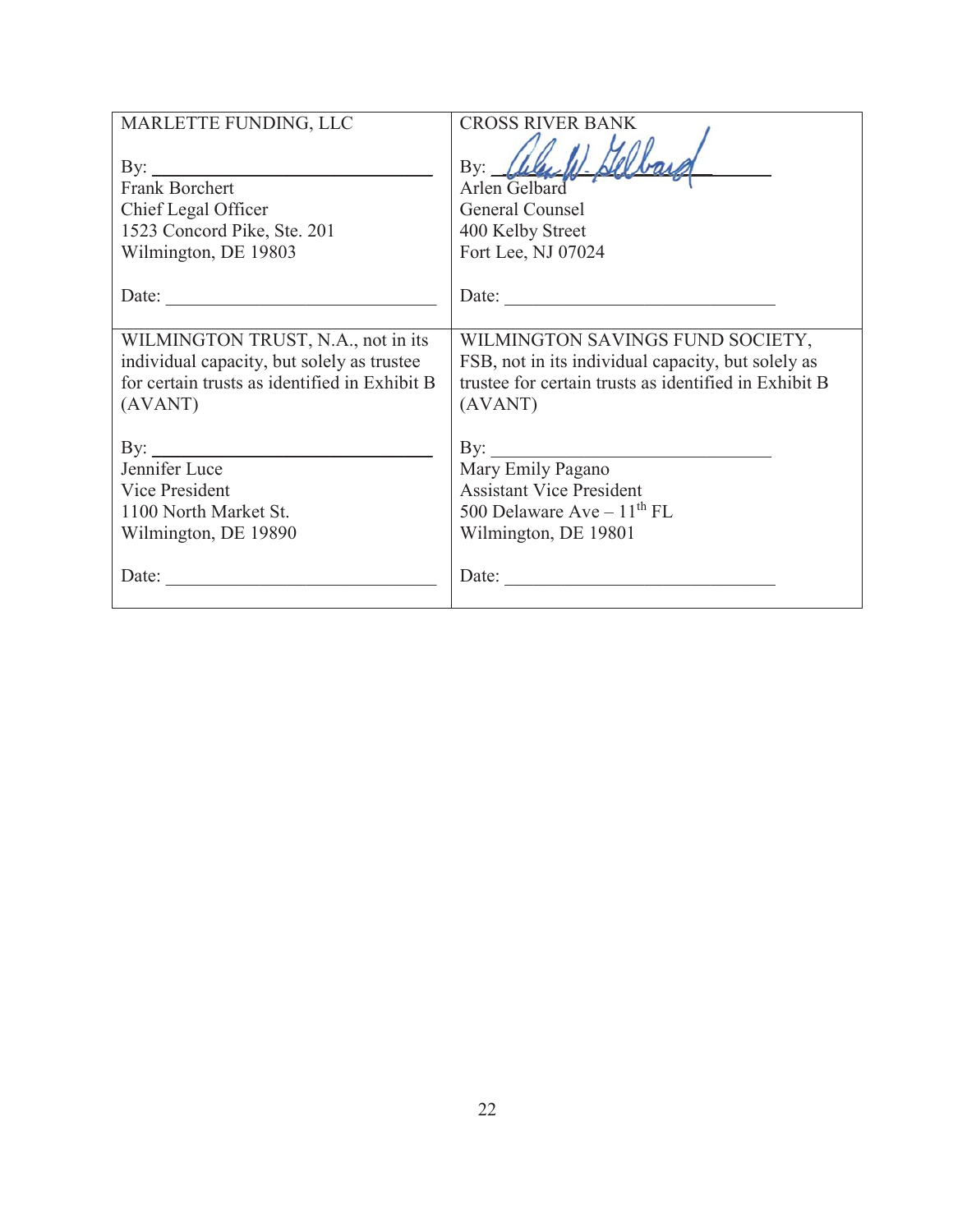| MARLETTE FUNDING, LLC<br><br>By: ______________________________<br>Frank Borchert<br>Chief Legal Officer<br>1523 Concord Pike, Ste. 201<br>Wilmington, DE 19803<br><br>Date: ______________________________ | CROSS RIVER BANK<br><br>By: ______________________________<br>Arlen Gelbard<br>General Counsel<br>400 Kelby Street<br>Fort Lee, NJ 07024<br><br>Date: ______________________________ |
|---|---|
| WILMINGTON TRUST, N.A., not in its individual capacity, but solely as trustee for certain trusts as identified in Exhibit B (AVANT)<br><br>By: ______________________________<br>Jennifer Luce<br>Vice President<br>1100 North Market St.<br>Wilmington, DE 19890<br><br>Date: ______________________________ | WILMINGTON SAVINGS FUND SOCIETY, FSB, not in its individual capacity, but solely as trustee for certain trusts as identified in Exhibit B (AVANT)<br><br>By: ______________________________<br>Mary Emily Pagano<br>Assistant Vice President<br>500 Delaware Ave – 11th FL<br>Wilmington, DE 19801<br><br>Date: ______________________________ |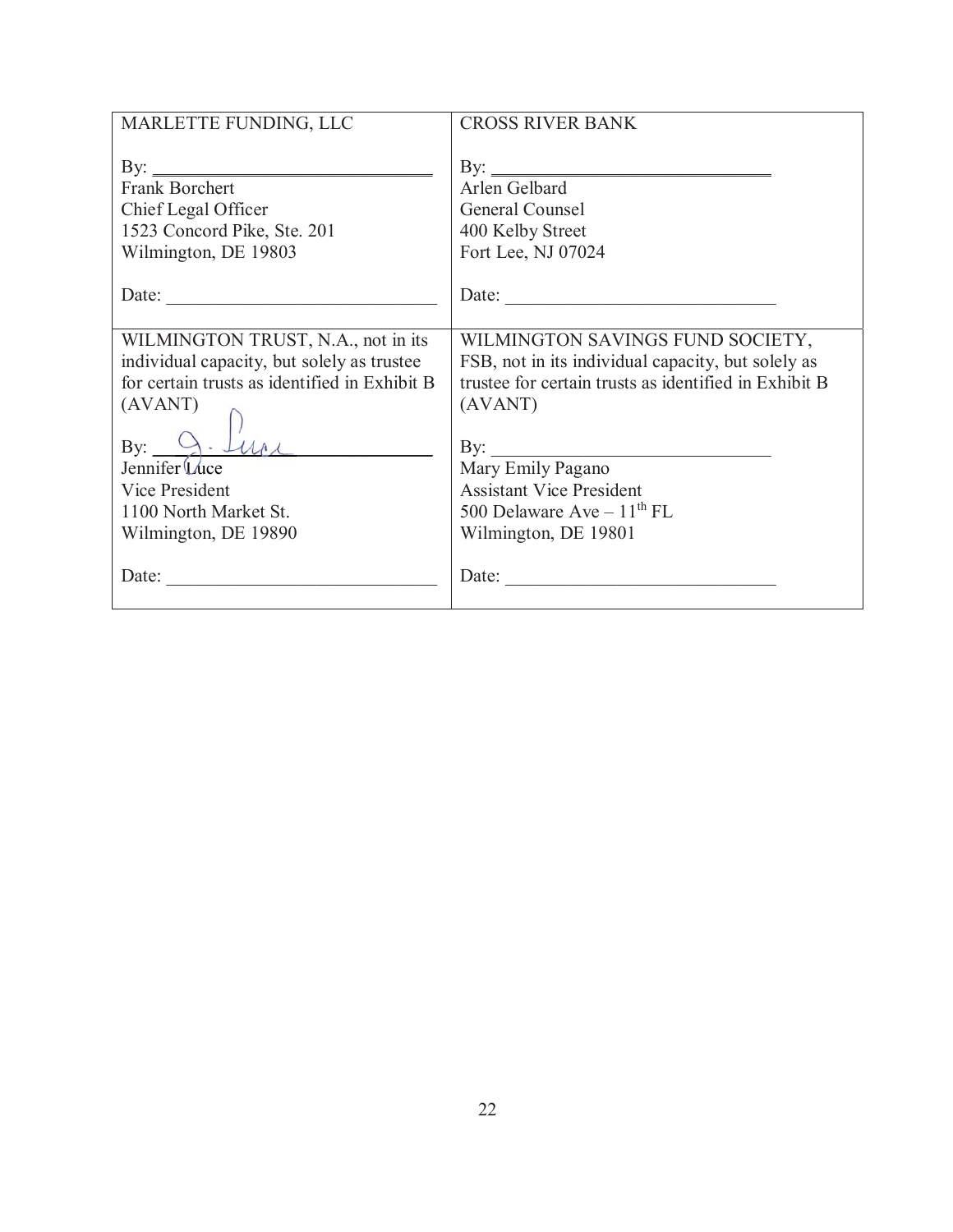| MARLETTE FUNDING, LLC<br><br>By: \_\_\_\_\_\_\_\_\_\_\_\_\_\_\_\_\_\_\_\_\_\_\_\_\_\_\_\_<br>Frank Borchert<br>Chief Legal Officer<br>1523 Concord Pike, Ste. 201<br>Wilmington, DE 19803<br><br>Date: \_\_\_\_\_\_\_\_\_\_\_\_\_\_\_\_\_\_\_\_\_\_\_\_\_\_\_\_ | CROSS RIVER BANK<br><br>By: \_\_\_\_\_\_\_\_\_\_\_\_\_\_\_\_\_\_\_\_\_\_\_\_\_\_\_\_<br>Arlen Gelbard<br>General Counsel<br>400 Kelby Street<br>Fort Lee, NJ 07024<br><br>Date: \_\_\_\_\_\_\_\_\_\_\_\_\_\_\_\_\_\_\_\_\_\_\_\_\_\_\_\_ |
|---|---|
| WILMINGTON TRUST, N.A., not in its individual capacity, but solely as trustee for certain trusts as identified in Exhibit B (AVANT)<br><br>By: J. Luce<br>Jennifer Luce<br>Vice President<br>1100 North Market St.<br>Wilmington, DE 19890<br><br>Date: \_\_\_\_\_\_\_\_\_\_\_\_\_\_\_\_\_\_\_\_\_\_\_\_\_\_\_\_ | WILMINGTON SAVINGS FUND SOCIETY, FSB, not in its individual capacity, but solely as trustee for certain trusts as identified in Exhibit B (AVANT)<br><br>By: \_\_\_\_\_\_\_\_\_\_\_\_\_\_\_\_\_\_\_\_\_\_\_\_\_\_\_\_<br>Mary Emily Pagano<br>Assistant Vice President<br>500 Delaware Ave – $11^{th}$ FL<br>Wilmington, DE 19801<br><br>Date: \_\_\_\_\_\_\_\_\_\_\_\_\_\_\_\_\_\_\_\_\_\_\_\_\_\_\_\_ |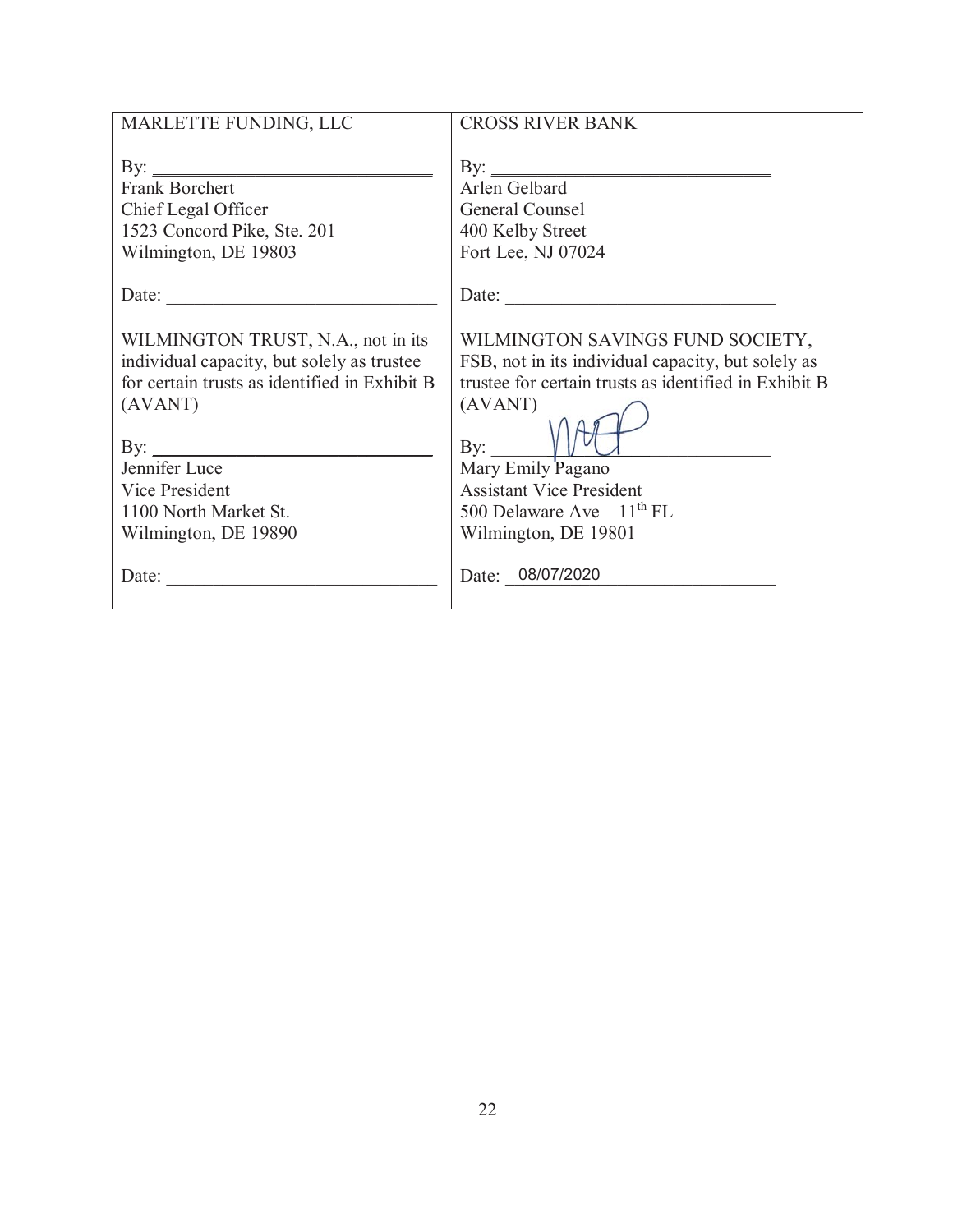| MARLETTE FUNDING, LLC<br><br>By: ______________________________<br>Frank Borchert<br>Chief Legal Officer<br>1523 Concord Pike, Ste. 201<br>Wilmington, DE 19803<br><br>Date: ____________________________ | CROSS RIVER BANK<br><br>By: ______________________________<br>Arlen Gelbard<br>General Counsel<br>400 Kelby Street<br>Fort Lee, NJ 07024<br><br>Date: ____________________________ |
| --- | --- |
| WILMINGTON TRUST, N.A., not in its individual capacity, but solely as trustee for certain trusts as identified in Exhibit B (AVANT)<br><br>By: ______________________________<br>Jennifer Luce<br>Vice President<br>1100 North Market St.<br>Wilmington, DE 19890<br><br>Date: ____________________________ | WILMINGTON SAVINGS FUND SOCIETY, FSB, not in its individual capacity, but solely as trustee for certain trusts as identified in Exhibit B (AVANT)<br><br>By: ______________________________<br>Mary Emily Pagano<br>Assistant Vice President<br>500 Delaware Ave – $11^{th}$ FL<br>Wilmington, DE 19801<br><br>Date: 08/07/2020 |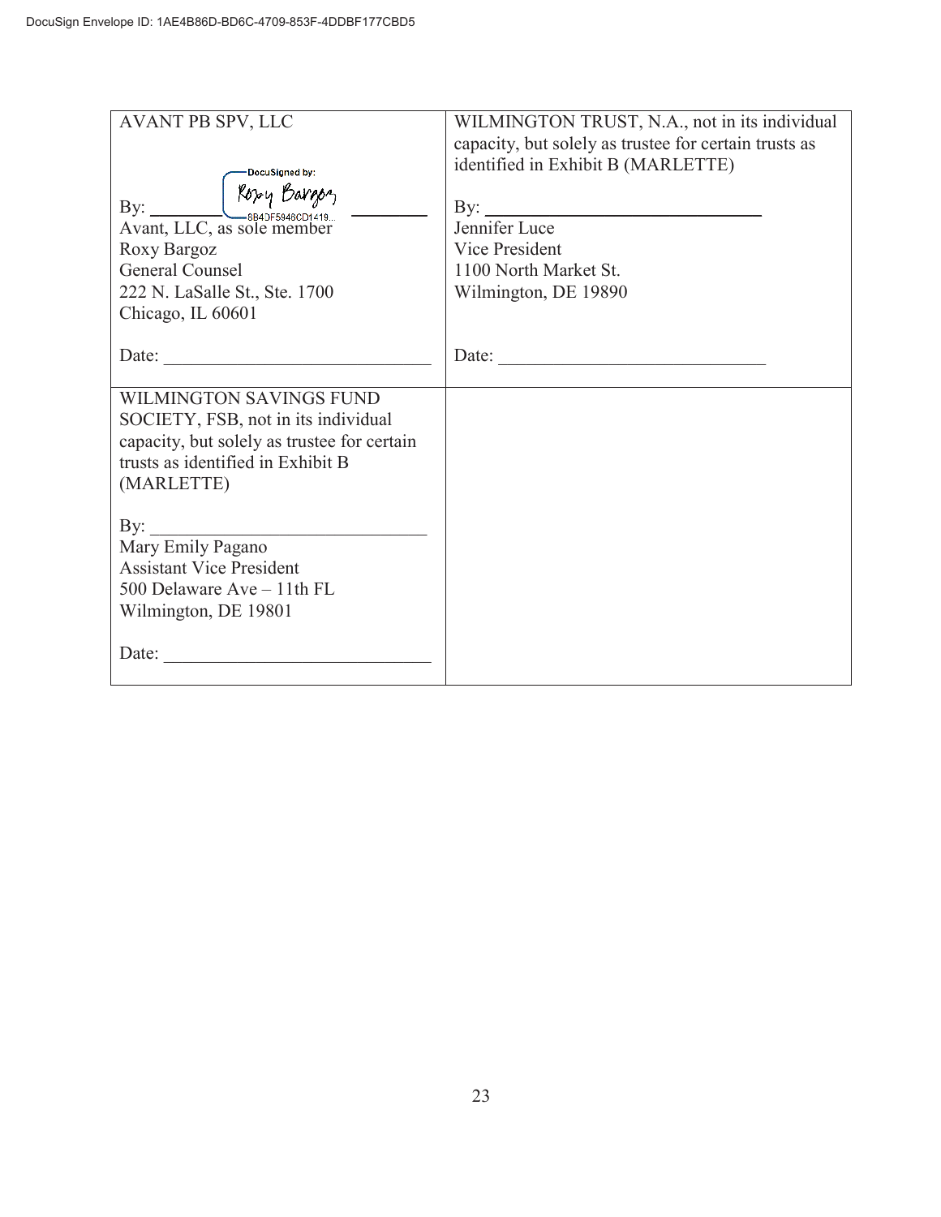DocuSign Envelope ID: 1AE4B86D-BD6C-4709-853F-4DDBF177CBD5

| | |
|---|---|
| AVANT PB SPV, LLC<br><br>By: DocuSigned by: Roxy Bargoz 8B4DF5946CD1419...<br>Avant, LLC, as sole member<br>Roxy Bargoz<br>General Counsel<br>222 N. LaSalle St., Ste. 1700<br>Chicago, IL 60601<br><br>Date: ____________________________ | WILMINGTON TRUST, N.A., not in its individual capacity, but solely as trustee for certain trusts as identified in Exhibit B (MARLETTE)<br><br>By: ____________________________<br>Jennifer Luce<br>Vice President<br>1100 North Market St.<br>Wilmington, DE 19890<br><br>Date: ____________________________ |
| WILMINGTON SAVINGS FUND SOCIETY, FSB, not in its individual capacity, but solely as trustee for certain trusts as identified in Exhibit B (MARLETTE)<br><br>By: ____________________________<br>Mary Emily Pagano<br>Assistant Vice President<br>500 Delaware Ave – 11th FL<br>Wilmington, DE 19801<br><br>Date: ____________________________ | |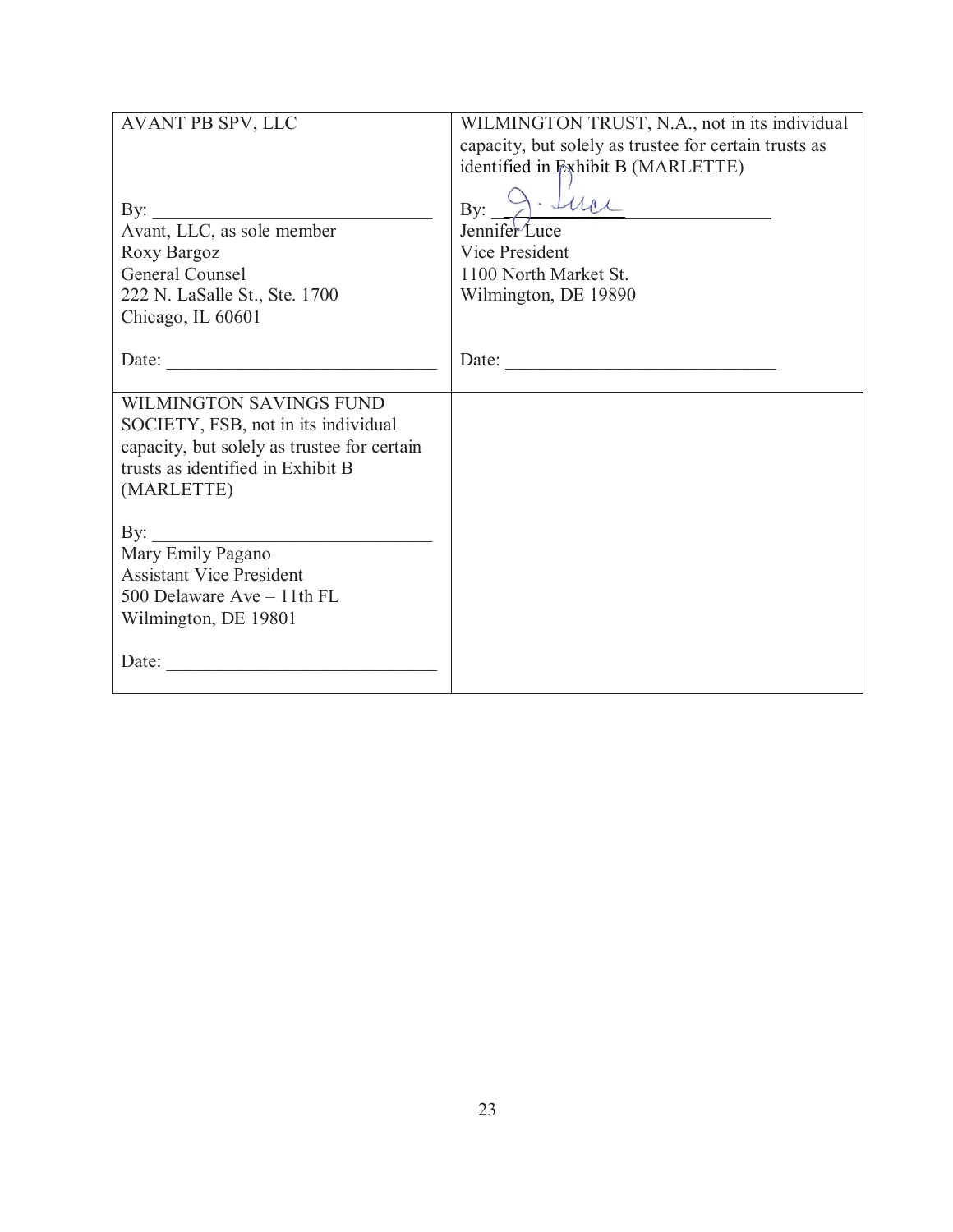| AVANT PB SPV, LLC<br><br>By: \_\_\_\_\_\_\_\_\_\_\_\_\_\_\_\_\_\_\_\_\_\_\_\_\_\_\_\_<br>Avant, LLC, as sole member<br>Roxy Bargoz<br>General Counsel<br>222 N. LaSalle St., Ste. 1700<br>Chicago, IL 60601<br><br>Date: \_\_\_\_\_\_\_\_\_\_\_\_\_\_\_\_\_\_\_\_\_\_\_\_\_\_\_\_ | WILMINGTON TRUST, N.A., not in its individual capacity, but solely as trustee for certain trusts as identified in Exhibit B (MARLETTE)<br><br>By: J. Luce<br>Jennifer Luce<br>Vice President<br>1100 North Market St.<br>Wilmington, DE 19890<br><br>Date: \_\_\_\_\_\_\_\_\_\_\_\_\_\_\_\_\_\_\_\_\_\_\_\_\_\_\_\_ |
|---|---|
| WILMINGTON SAVINGS FUND SOCIETY, FSB, not in its individual capacity, but solely as trustee for certain trusts as identified in Exhibit B (MARLETTE)<br><br>By: \_\_\_\_\_\_\_\_\_\_\_\_\_\_\_\_\_\_\_\_\_\_\_\_\_\_\_\_<br>Mary Emily Pagano<br>Assistant Vice President<br>500 Delaware Ave – 11th FL<br>Wilmington, DE 19801<br><br>Date: \_\_\_\_\_\_\_\_\_\_\_\_\_\_\_\_\_\_\_\_\_\_\_\_\_\_\_\_ | |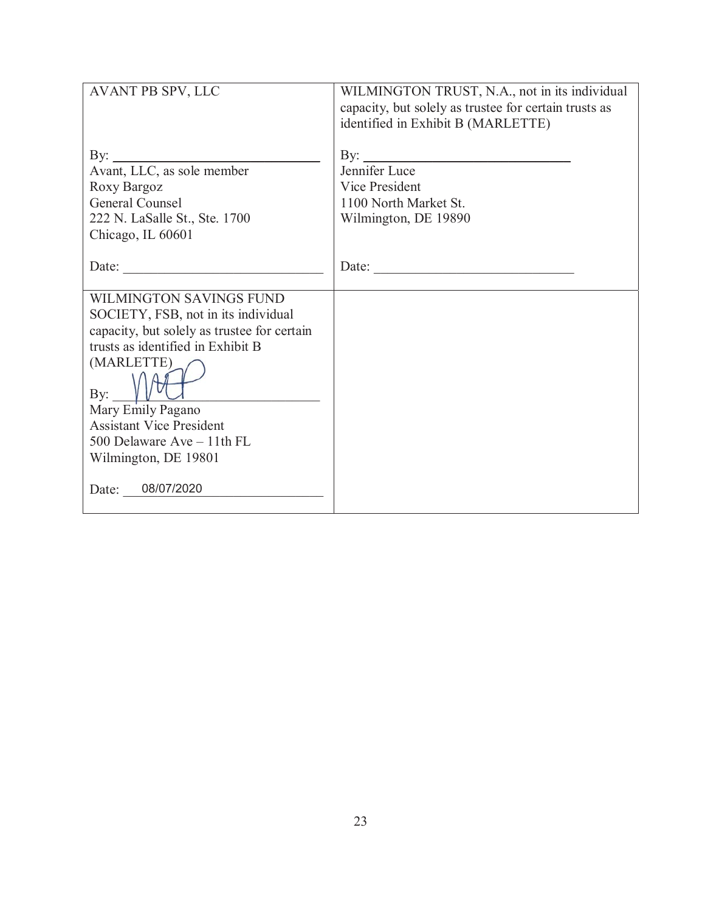| AVANT PB SPV, LLC<br><br>By: ______________________<br>Avant, LLC, as sole member<br>Roxy Bargoz<br>General Counsel<br>222 N. LaSalle St., Ste. 1700<br>Chicago, IL 60601<br><br>Date: ______________________ | WILMINGTON TRUST, N.A., not in its individual capacity, but solely as trustee for certain trusts as identified in Exhibit B (MARLETTE)<br><br>By: ______________________<br>Jennifer Luce<br>Vice President<br>1100 North Market St.<br>Wilmington, DE 19890<br><br>Date: ______________________ |
|---|---|
| WILMINGTON SAVINGS FUND SOCIETY, FSB, not in its individual capacity, but solely as trustee for certain trusts as identified in Exhibit B (MARLETTE)<br><br>By: [signature]<br>Mary Emily Pagano<br>Assistant Vice President<br>500 Delaware Ave – 11th FL<br>Wilmington, DE 19801<br><br>Date: 08/07/2020 | |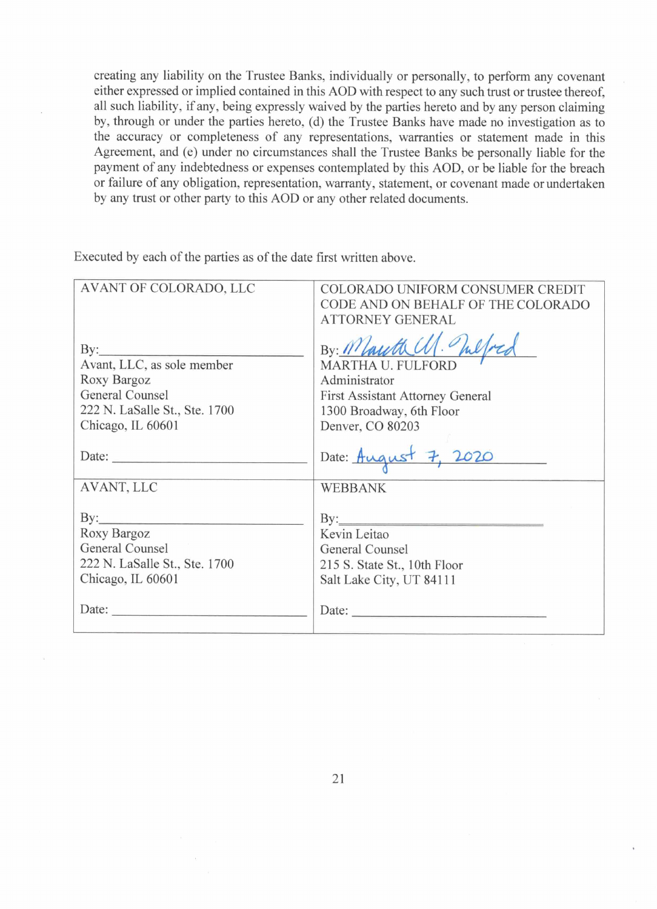creating any liability on the Trustee Banks, individually or personally, to perform any covenant either expressed or implied contained in this AOD with respect to any such trust or trustee thereof, all such liability, if any, being expressly waived by the parties hereto and by any person claiming by, through or under the parties hereto, (d) the Trustee Banks have made no investigation as to the accuracy or completeness of any representations, warranties or statement made in this Agreement, and (e) under no circumstances shall the Trustee Banks be personally liable for the payment of any indebtedness or expenses contemplated by this AOD, or be liable for the breach or failure of any obligation, representation, warranty, statement, or covenant made or undertaken by any trust or other party to this AOD or any other related documents.

Executed by each of the parties as of the date first written above.

| AVANT OF COLORADO, LLC | COLORADO UNIFORM CONSUMER CREDIT CODE AND ON BEHALF OF THE COLORADO ATTORNEY GENERAL |
|---|---|
| By:\_\_\_\_\_\_\_\_\_\_\_\_\_\_\_\_<br>Avant, LLC, as sole member<br>Roxy Bargoz<br>General Counsel<br>222 N. LaSalle St., Ste. 1700<br>Chicago, IL 60601<br><br>Date: \_\_\_\_\_\_\_\_\_\_\_\_\_\_\_\_ | By: *Martha U. Fulford*<br>MARTHA U. FULFORD<br>Administrator<br>First Assistant Attorney General<br>1300 Broadway, 6th Floor<br>Denver, CO 80203<br><br>Date: *August 7, 2020* |
| AVANT, LLC<br><br>By:\_\_\_\_\_\_\_\_\_\_\_\_\_\_\_\_<br>Roxy Bargoz<br>General Counsel<br>222 N. LaSalle St., Ste. 1700<br>Chicago, IL 60601<br><br>Date: \_\_\_\_\_\_\_\_\_\_\_\_\_\_\_\_ | WEBBANK<br><br>By:\_\_\_\_\_\_\_\_\_\_\_\_\_\_\_\_<br>Kevin Leitao<br>General Counsel<br>215 S. State St., 10th Floor<br>Salt Lake City, UT 84111<br><br>Date: \_\_\_\_\_\_\_\_\_\_\_\_\_\_\_\_ |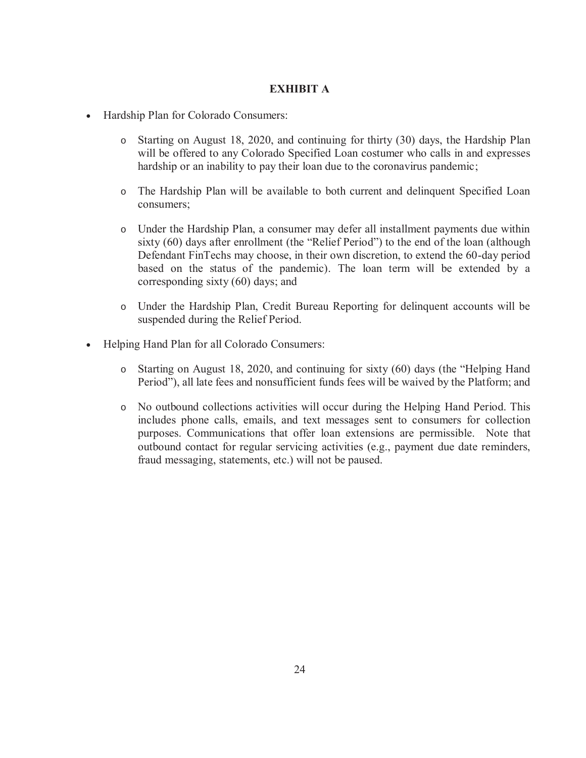## EXHIBIT A

- Hardship Plan for Colorado Consumers:
  - Starting on August 18, 2020, and continuing for thirty (30) days, the Hardship Plan will be offered to any Colorado Specified Loan costumer who calls in and expresses hardship or an inability to pay their loan due to the coronavirus pandemic;
  - The Hardship Plan will be available to both current and delinquent Specified Loan consumers;
  - Under the Hardship Plan, a consumer may defer all installment payments due within sixty (60) days after enrollment (the "Relief Period") to the end of the loan (although Defendant FinTechs may choose, in their own discretion, to extend the 60-day period based on the status of the pandemic). The loan term will be extended by a corresponding sixty (60) days; and
  - Under the Hardship Plan, Credit Bureau Reporting for delinquent accounts will be suspended during the Relief Period.
- Helping Hand Plan for all Colorado Consumers:
  - Starting on August 18, 2020, and continuing for sixty (60) days (the "Helping Hand Period"), all late fees and nonsufficient funds fees will be waived by the Platform; and
  - No outbound collections activities will occur during the Helping Hand Period. This includes phone calls, emails, and text messages sent to consumers for collection purposes. Communications that offer loan extensions are permissible. Note that outbound contact for regular servicing activities (e.g., payment due date reminders, fraud messaging, statements, etc.) will not be paused.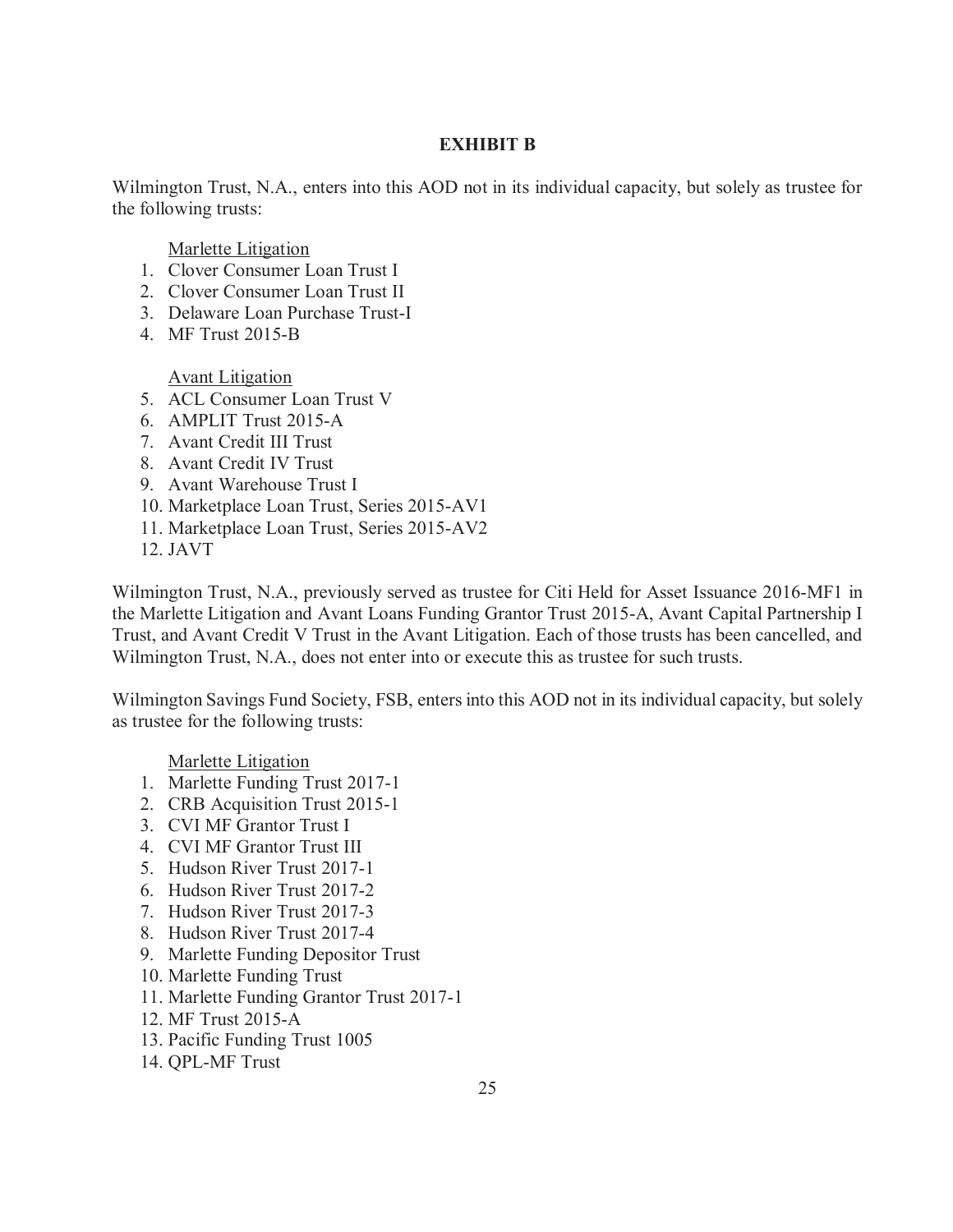## EXHIBIT B

Wilmington Trust, N.A., enters into this AOD not in its individual capacity, but solely as trustee for the following trusts:

Marlette Litigation

1. Clover Consumer Loan Trust I
2. Clover Consumer Loan Trust II
3. Delaware Loan Purchase Trust-I
4. MF Trust 2015-B

Avant Litigation

5. ACL Consumer Loan Trust V
6. AMPLIT Trust 2015-A
7. Avant Credit III Trust
8. Avant Credit IV Trust
9. Avant Warehouse Trust I
10. Marketplace Loan Trust, Series 2015-AV1
11. Marketplace Loan Trust, Series 2015-AV2
12. JAVT

Wilmington Trust, N.A., previously served as trustee for Citi Held for Asset Issuance 2016-MF1 in the Marlette Litigation and Avant Loans Funding Grantor Trust 2015-A, Avant Capital Partnership I Trust, and Avant Credit V Trust in the Avant Litigation. Each of those trusts has been cancelled, and Wilmington Trust, N.A., does not enter into or execute this as trustee for such trusts.

Wilmington Savings Fund Society, FSB, enters into this AOD not in its individual capacity, but solely as trustee for the following trusts:

Marlette Litigation

1. Marlette Funding Trust 2017-1
2. CRB Acquisition Trust 2015-1
3. CVI MF Grantor Trust I
4. CVI MF Grantor Trust III
5. Hudson River Trust 2017-1
6. Hudson River Trust 2017-2
7. Hudson River Trust 2017-3
8. Hudson River Trust 2017-4
9. Marlette Funding Depositor Trust
10. Marlette Funding Trust
11. Marlette Funding Grantor Trust 2017-1
12. MF Trust 2015-A
13. Pacific Funding Trust 1005
14. QPL-MF Trust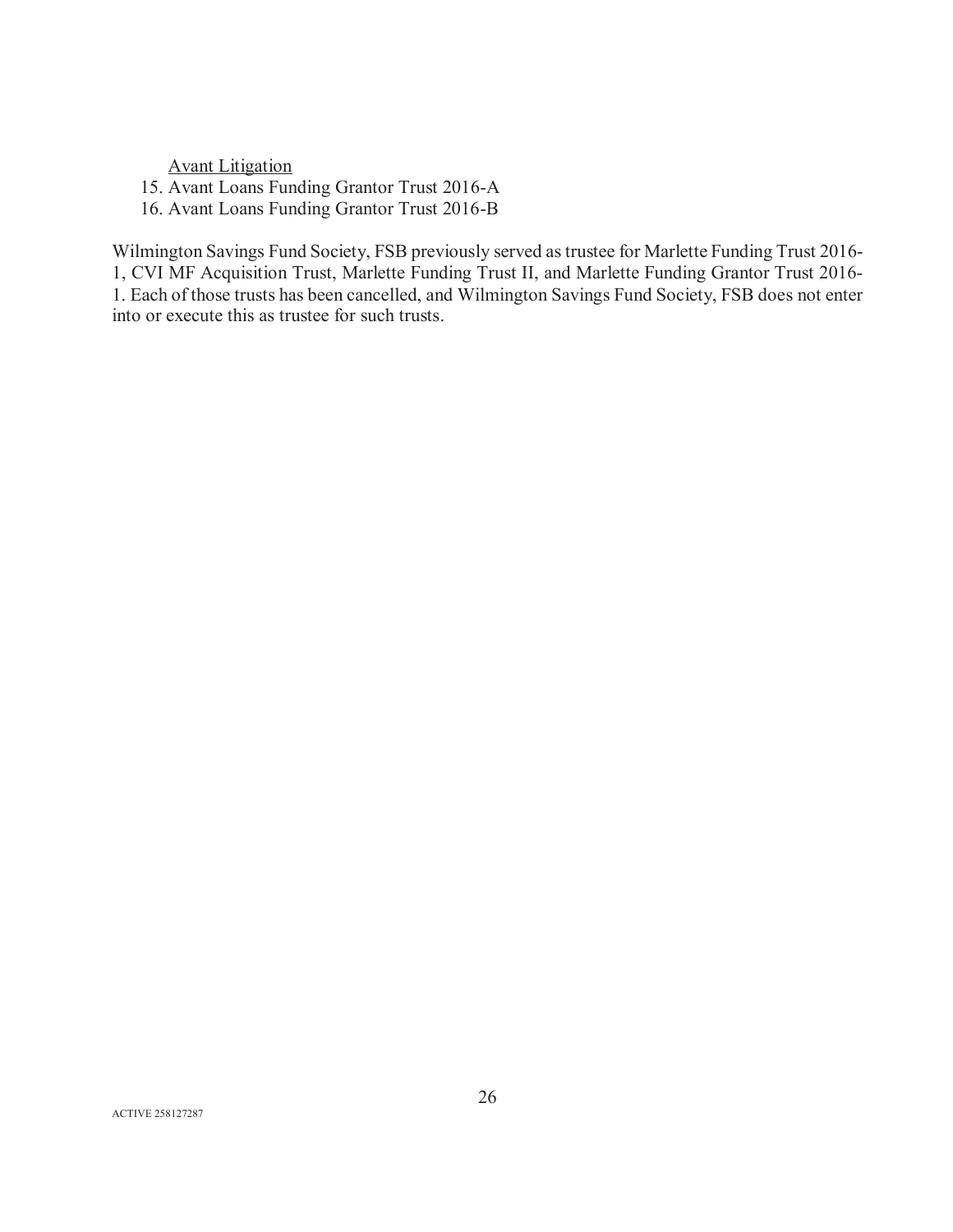Avant Litigation

15. Avant Loans Funding Grantor Trust 2016-A
16. Avant Loans Funding Grantor Trust 2016-B

Wilmington Savings Fund Society, FSB previously served as trustee for Marlette Funding Trust 2016-1, CVI MF Acquisition Trust, Marlette Funding Trust II, and Marlette Funding Grantor Trust 2016-1. Each of those trusts has been cancelled, and Wilmington Savings Fund Society, FSB does not enter into or execute this as trustee for such trusts.